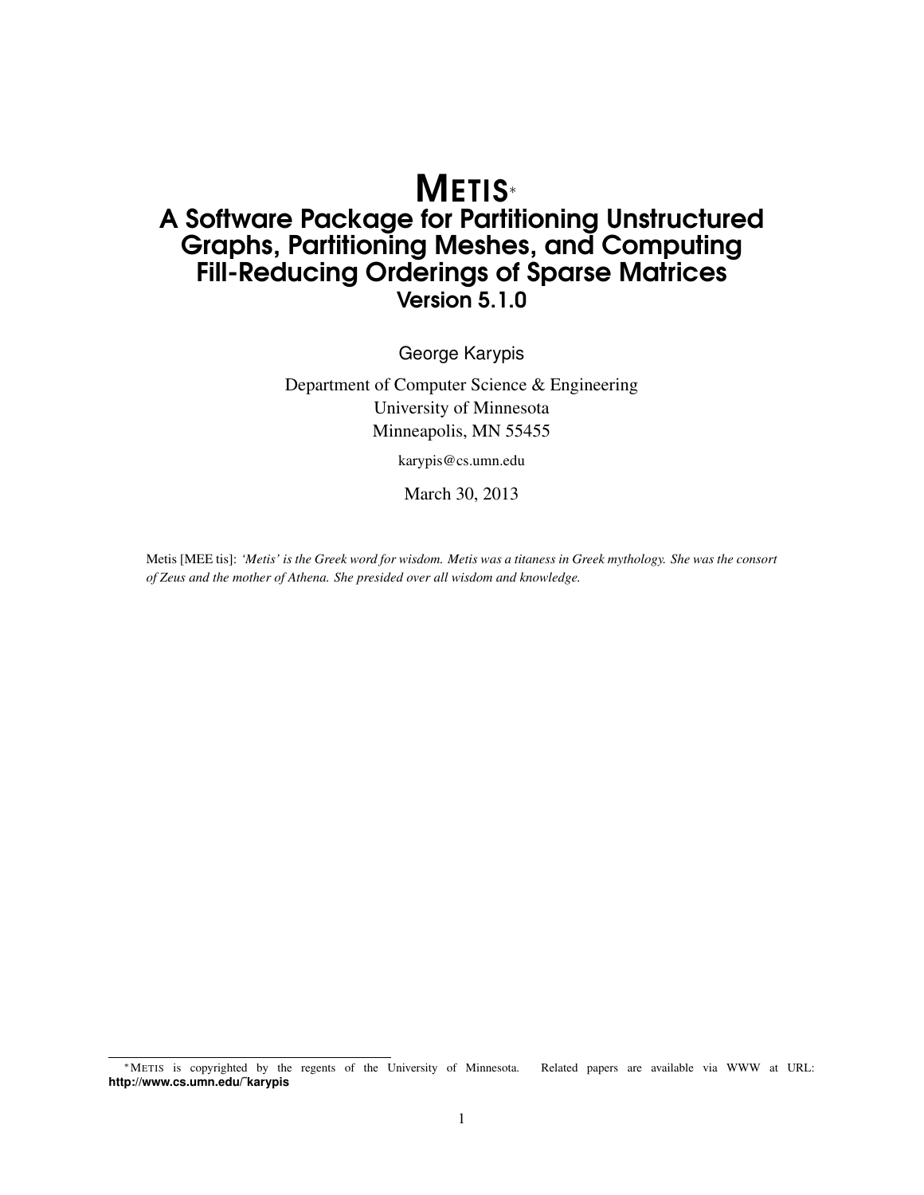# METIS[*]

## A Software Package for Partitioning Unstructured Graphs, Partitioning Meshes, and Computing Fill-Reducing Orderings of Sparse Matrices

### Version 5.1.0

George Karypis

Department of Computer Science & Engineering
University of Minnesota
Minneapolis, MN 55455

karypis@cs.umn.edu

March 30, 2013

Metis [MEE tis]: *'Metis' is the Greek word for wisdom. Metis was a titaness in Greek mythology. She was the consort of Zeus and the mother of Athena. She presided over all wisdom and knowledge.*

---

[*] METIS is copyrighted by the regents of the University of Minnesota. Related papers are available via WWW at URL: **http://www.cs.umn.edu/˜karypis**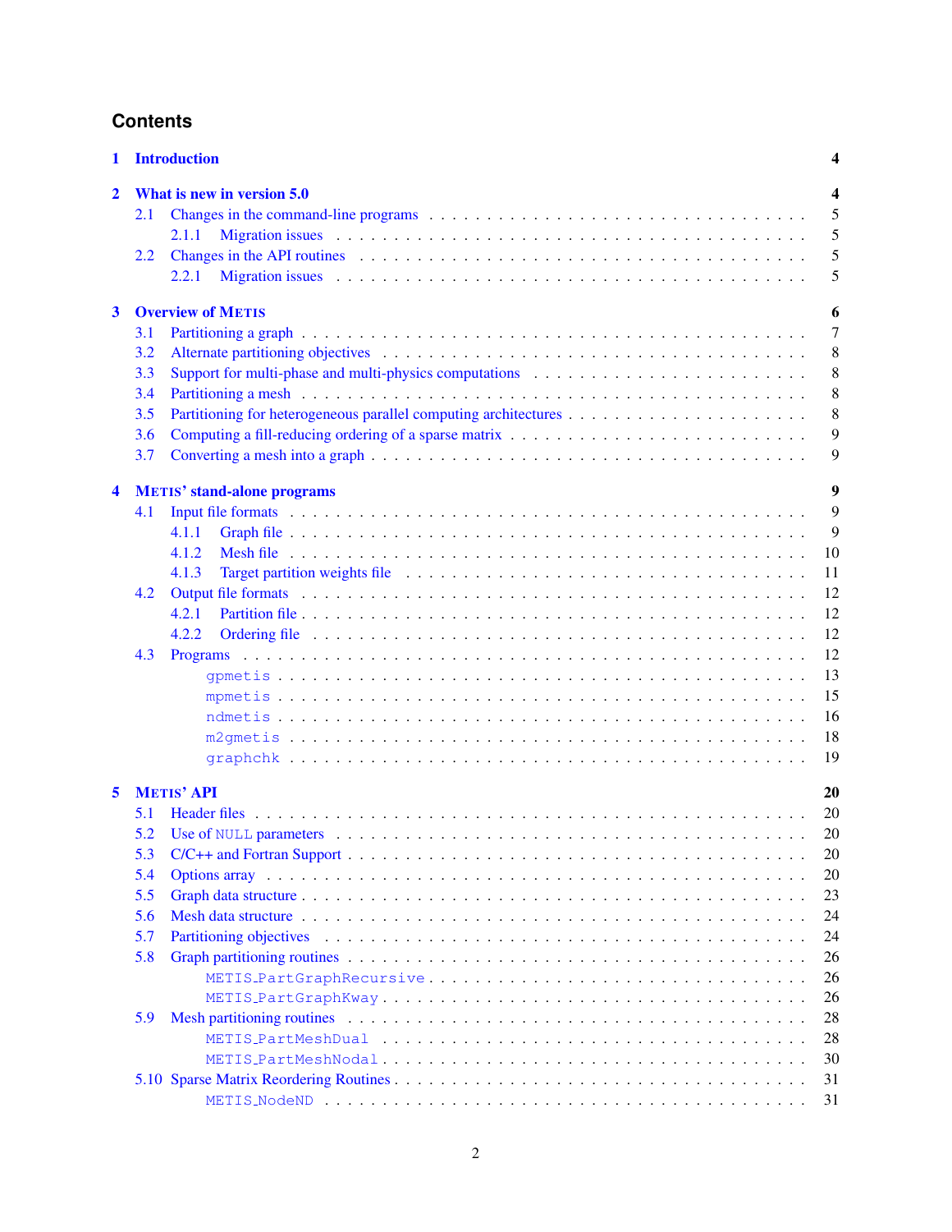# Contents

**1 Introduction** 4

**2 What is new in version 5.0** 4

- 2.1 Changes in the command-line programs . . . 5
  - 2.1.1 Migration issues . . . 5
- 2.2 Changes in the API routines . . . 5
  - 2.2.1 Migration issues . . . 5

**3 Overview of METIS** 6

- 3.1 Partitioning a graph . . . 7
- 3.2 Alternate partitioning objectives . . . 8
- 3.3 Support for multi-phase and multi-physics computations . . . 8
- 3.4 Partitioning a mesh . . . 8
- 3.5 Partitioning for heterogeneous parallel computing architectures . . . 8
- 3.6 Computing a fill-reducing ordering of a sparse matrix . . . 9
- 3.7 Converting a mesh into a graph . . . 9

**4 METIS' stand-alone programs** 9

- 4.1 Input file formats . . . 9
  - 4.1.1 Graph file . . . 9
  - 4.1.2 Mesh file . . . 10
  - 4.1.3 Target partition weights file . . . 11
- 4.2 Output file formats . . . 12
  - 4.2.1 Partition file . . . 12
  - 4.2.2 Ordering file . . . 12
- 4.3 Programs . . . 12
  - `gpmetis` . . . 13
  - `mpmetis` . . . 15
  - `ndmetis` . . . 16
  - `m2gmetis` . . . 18
  - `graphchk` . . . 19

**5 METIS' API** 20

- 5.1 Header files . . . 20
- 5.2 Use of `NULL` parameters . . . 20
- 5.3 C/C++ and Fortran Support . . . 20
- 5.4 Options array . . . 20
- 5.5 Graph data structure . . . 23
- 5.6 Mesh data structure . . . 24
- 5.7 Partitioning objectives . . . 24
- 5.8 Graph partitioning routines . . . 26
  - `METIS_PartGraphRecursive` . . . 26
  - `METIS_PartGraphKway` . . . 26
- 5.9 Mesh partitioning routines . . . 28
  - `METIS_PartMeshDual` . . . 28
  - `METIS_PartMeshNodal` . . . 30
- 5.10 Sparse Matrix Reordering Routines . . . 31
  - `METIS_NodeND` . . . 31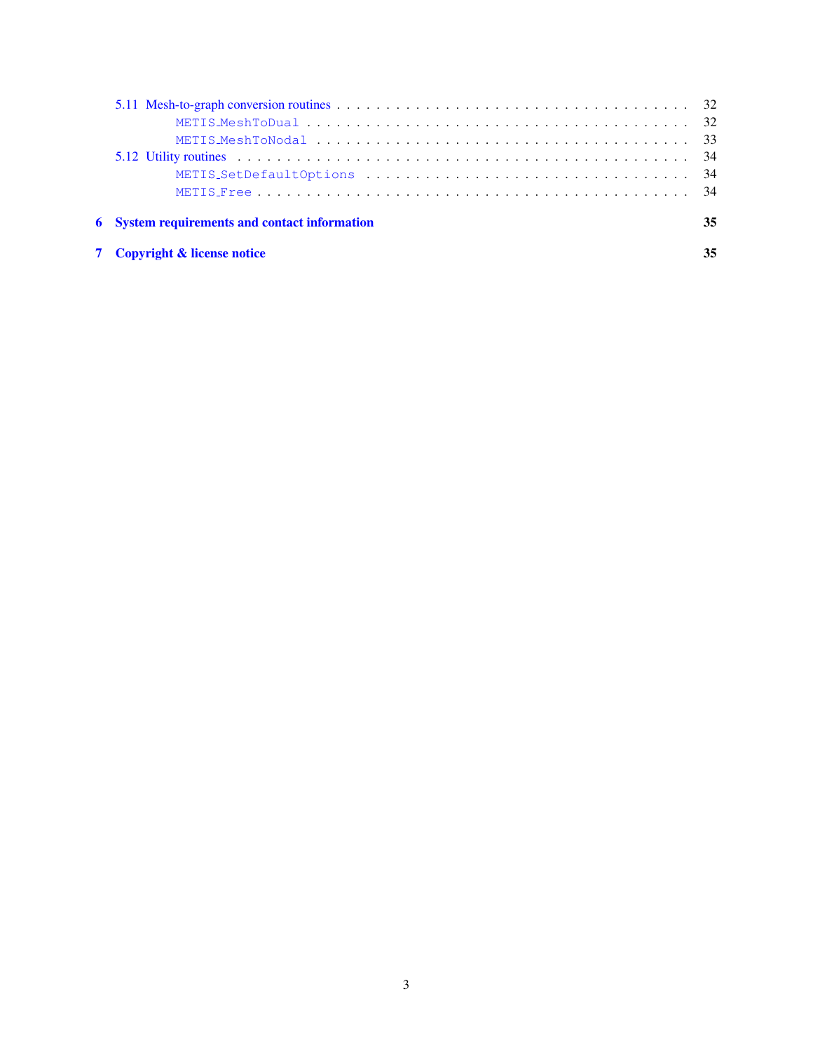- 5.11 Mesh-to-graph conversion routines . . . 32
  - METIS_MeshToDual . . . 32
  - METIS_MeshToNodal . . . 33
- 5.12 Utility routines . . . 34
  - METIS_SetDefaultOptions . . . 34
  - METIS_Free . . . 34

**6 System requirements and contact information** **35**

**7 Copyright & license notice** **35**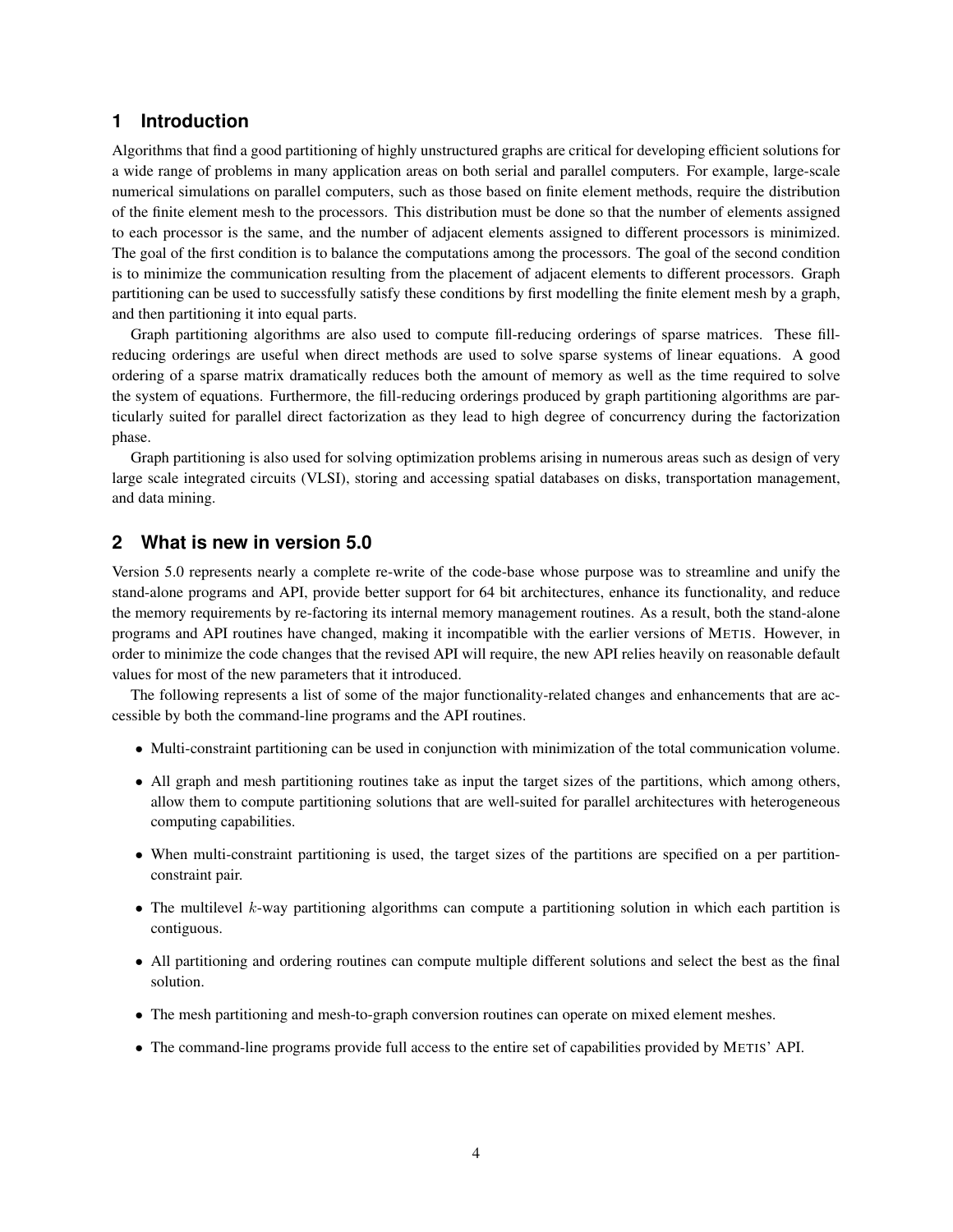## 1 Introduction

Algorithms that find a good partitioning of highly unstructured graphs are critical for developing efficient solutions for a wide range of problems in many application areas on both serial and parallel computers. For example, large-scale numerical simulations on parallel computers, such as those based on finite element methods, require the distribution of the finite element mesh to the processors. This distribution must be done so that the number of elements assigned to each processor is the same, and the number of adjacent elements assigned to different processors is minimized. The goal of the first condition is to balance the computations among the processors. The goal of the second condition is to minimize the communication resulting from the placement of adjacent elements to different processors. Graph partitioning can be used to successfully satisfy these conditions by first modelling the finite element mesh by a graph, and then partitioning it into equal parts.

Graph partitioning algorithms are also used to compute fill-reducing orderings of sparse matrices. These fill-reducing orderings are useful when direct methods are used to solve sparse systems of linear equations. A good ordering of a sparse matrix dramatically reduces both the amount of memory as well as the time required to solve the system of equations. Furthermore, the fill-reducing orderings produced by graph partitioning algorithms are particularly suited for parallel direct factorization as they lead to high degree of concurrency during the factorization phase.

Graph partitioning is also used for solving optimization problems arising in numerous areas such as design of very large scale integrated circuits (VLSI), storing and accessing spatial databases on disks, transportation management, and data mining.

## 2 What is new in version 5.0

Version 5.0 represents nearly a complete re-write of the code-base whose purpose was to streamline and unify the stand-alone programs and API, provide better support for 64 bit architectures, enhance its functionality, and reduce the memory requirements by re-factoring its internal memory management routines. As a result, both the stand-alone programs and API routines have changed, making it incompatible with the earlier versions of METIS. However, in order to minimize the code changes that the revised API will require, the new API relies heavily on reasonable default values for most of the new parameters that it introduced.

The following represents a list of some of the major functionality-related changes and enhancements that are accessible by both the command-line programs and the API routines.

- Multi-constraint partitioning can be used in conjunction with minimization of the total communication volume.
- All graph and mesh partitioning routines take as input the target sizes of the partitions, which among others, allow them to compute partitioning solutions that are well-suited for parallel architectures with heterogeneous computing capabilities.
- When multi-constraint partitioning is used, the target sizes of the partitions are specified on a per partition-constraint pair.
- The multilevel $k$-way partitioning algorithms can compute a partitioning solution in which each partition is contiguous.
- All partitioning and ordering routines can compute multiple different solutions and select the best as the final solution.
- The mesh partitioning and mesh-to-graph conversion routines can operate on mixed element meshes.
- The command-line programs provide full access to the entire set of capabilities provided by METIS' API.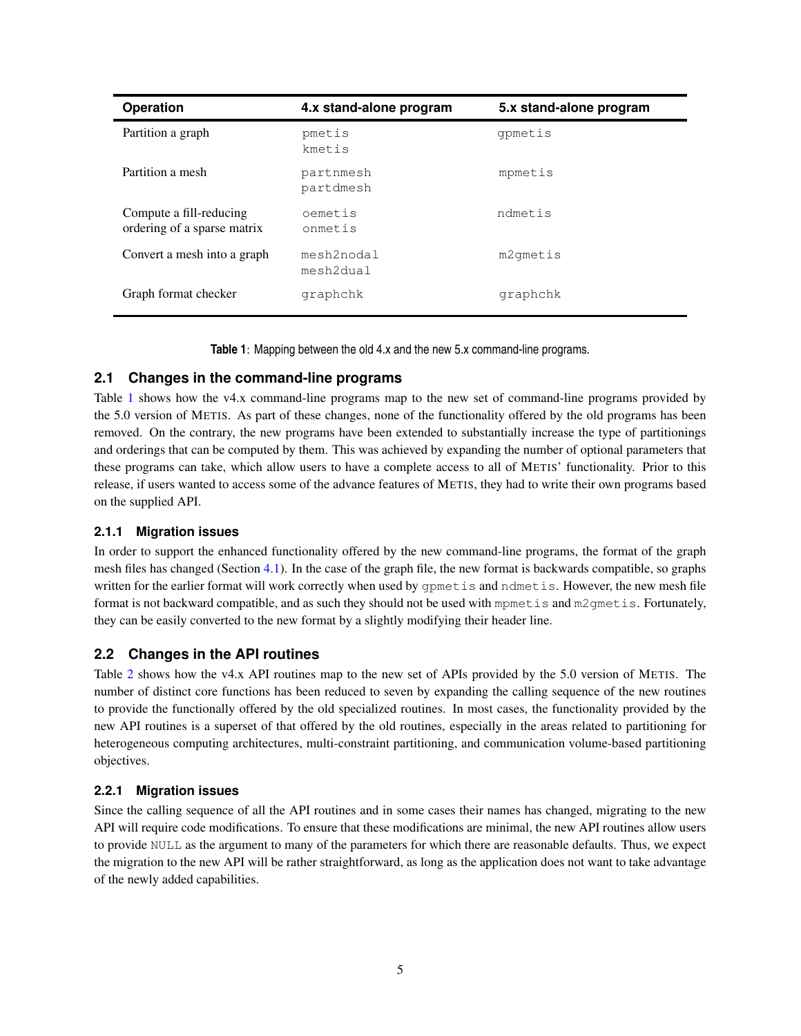| Operation | 4.x stand-alone program | 5.x stand-alone program |
|---|---|---|
| Partition a graph | `pmetis`<br>`kmetis` | `gpmetis` |
| Partition a mesh | `partnmesh`<br>`partdmesh` | `mpmetis` |
| Compute a fill-reducing ordering of a sparse matrix | `oemetis`<br>`onmetis` | `ndmetis` |
| Convert a mesh into a graph | `mesh2nodal`<br>`mesh2dual` | `m2gmetis` |
| Graph format checker | `graphchk` | `graphchk` |

**Table 1**: Mapping between the old 4.x and the new 5.x command-line programs.

## 2.1 Changes in the command-line programs

Table 1 shows how the v4.x command-line programs map to the new set of command-line programs provided by the 5.0 version of METIS. As part of these changes, none of the functionality offered by the old programs has been removed. On the contrary, the new programs have been extended to substantially increase the type of partitionings and orderings that can be computed by them. This was achieved by expanding the number of optional parameters that these programs can take, which allow users to have a complete access to all of METIS' functionality. Prior to this release, if users wanted to access some of the advance features of METIS, they had to write their own programs based on the supplied API.

### 2.1.1 Migration issues

In order to support the enhanced functionality offered by the new command-line programs, the format of the graph mesh files has changed (Section 4.1). In the case of the graph file, the new format is backwards compatible, so graphs written for the earlier format will work correctly when used by `gpmetis` and `ndmetis`. However, the new mesh file format is not backward compatible, and as such they should not be used with `mpmetis` and `m2gmetis`. Fortunately, they can be easily converted to the new format by a slightly modifying their header line.

## 2.2 Changes in the API routines

Table 2 shows how the v4.x API routines map to the new set of APIs provided by the 5.0 version of METIS. The number of distinct core functions has been reduced to seven by expanding the calling sequence of the new routines to provide the functionally offered by the old specialized routines. In most cases, the functionality provided by the new API routines is a superset of that offered by the old routines, especially in the areas related to partitioning for heterogeneous computing architectures, multi-constraint partitioning, and communication volume-based partitioning objectives.

### 2.2.1 Migration issues

Since the calling sequence of all the API routines and in some cases their names has changed, migrating to the new API will require code modifications. To ensure that these modifications are minimal, the new API routines allow users to provide `NULL` as the argument to many of the parameters for which there are reasonable defaults. Thus, we expect the migration to the new API will be rather straightforward, as long as the application does not want to take advantage of the newly added capabilities.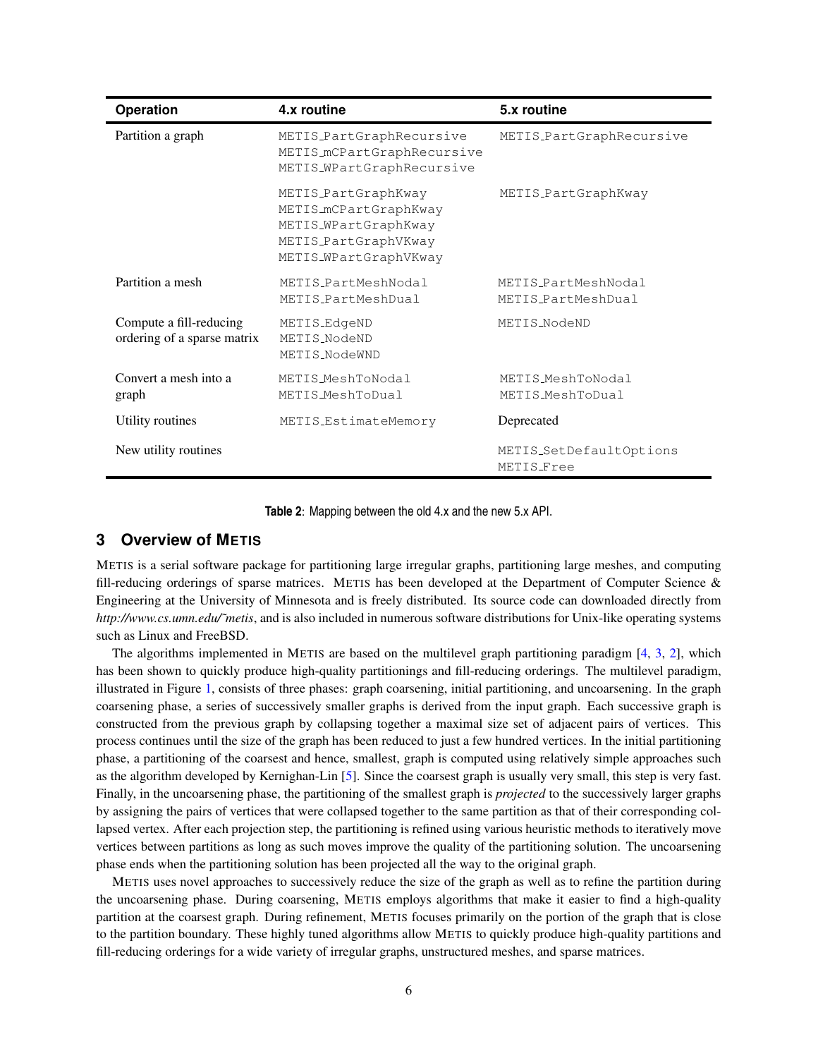| Operation | 4.x routine | 5.x routine |
| --- | --- | --- |
| Partition a graph | METIS_PartGraphRecursive<br>METIS_mCPartGraphRecursive<br>METIS_WPartGraphRecursive | METIS_PartGraphRecursive |
| | METIS_PartGraphKway<br>METIS_mCPartGraphKway<br>METIS_WPartGraphKway<br>METIS_PartGraphVKway<br>METIS_WPartGraphVKway | METIS_PartGraphKway |
| Partition a mesh | METIS_PartMeshNodal<br>METIS_PartMeshDual | METIS_PartMeshNodal<br>METIS_PartMeshDual |
| Compute a fill-reducing ordering of a sparse matrix | METIS_EdgeND<br>METIS_NodeND<br>METIS_NodeWND | METIS_NodeND |
| Convert a mesh into a graph | METIS_MeshToNodal<br>METIS_MeshToDual | METIS_MeshToNodal<br>METIS_MeshToDual |
| Utility routines | METIS_EstimateMemory | Deprecated |
| New utility routines | | METIS_SetDefaultOptions<br>METIS_Free |

**Table 2**: Mapping between the old 4.x and the new 5.x API.

## 3 Overview of METIS

METIS is a serial software package for partitioning large irregular graphs, partitioning large meshes, and computing fill-reducing orderings of sparse matrices. METIS has been developed at the Department of Computer Science & Engineering at the University of Minnesota and is freely distributed. Its source code can downloaded directly from *http://www.cs.umn.edu/˜metis*, and is also included in numerous software distributions for Unix-like operating systems such as Linux and FreeBSD.

The algorithms implemented in METIS are based on the multilevel graph partitioning paradigm [4, 3, 2], which has been shown to quickly produce high-quality partitionings and fill-reducing orderings. The multilevel paradigm, illustrated in Figure 1, consists of three phases: graph coarsening, initial partitioning, and uncoarsening. In the graph coarsening phase, a series of successively smaller graphs is derived from the input graph. Each successive graph is constructed from the previous graph by collapsing together a maximal size set of adjacent pairs of vertices. This process continues until the size of the graph has been reduced to just a few hundred vertices. In the initial partitioning phase, a partitioning of the coarsest and hence, smallest, graph is computed using relatively simple approaches such as the algorithm developed by Kernighan-Lin [5]. Since the coarsest graph is usually very small, this step is very fast. Finally, in the uncoarsening phase, the partitioning of the smallest graph is *projected* to the successively larger graphs by assigning the pairs of vertices that were collapsed together to the same partition as that of their corresponding collapsed vertex. After each projection step, the partitioning is refined using various heuristic methods to iteratively move vertices between partitions as long as such moves improve the quality of the partitioning solution. The uncoarsening phase ends when the partitioning solution has been projected all the way to the original graph.

METIS uses novel approaches to successively reduce the size of the graph as well as to refine the partition during the uncoarsening phase. During coarsening, METIS employs algorithms that make it easier to find a high-quality partition at the coarsest graph. During refinement, METIS focuses primarily on the portion of the graph that is close to the partition boundary. These highly tuned algorithms allow METIS to quickly produce high-quality partitions and fill-reducing orderings for a wide variety of irregular graphs, unstructured meshes, and sparse matrices.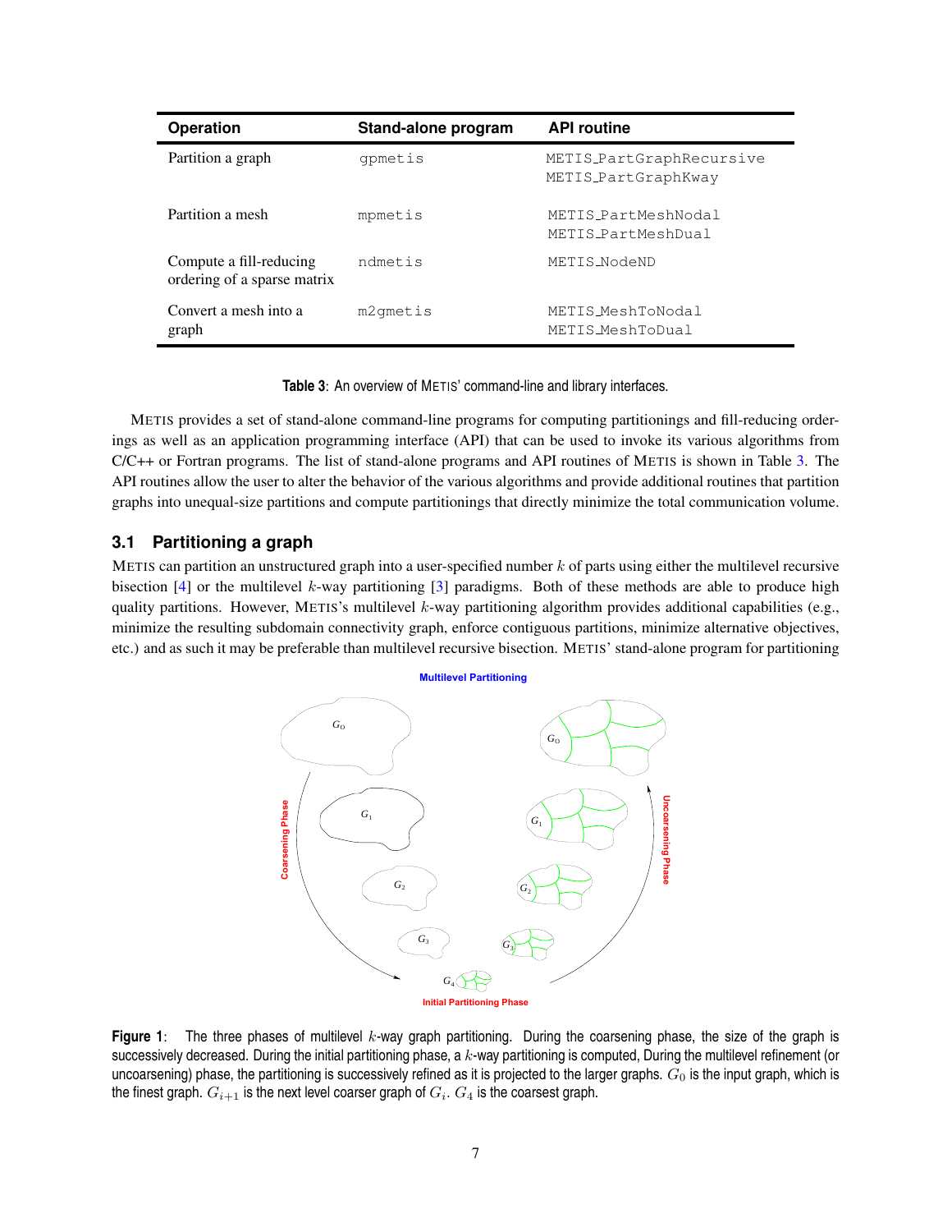| Operation | Stand-alone program | API routine |
| --- | --- | --- |
| Partition a graph | `gpmetis` | `METIS_PartGraphRecursive`<br>`METIS_PartGraphKway` |
| Partition a mesh | `mpmetis` | `METIS_PartMeshNodal`<br>`METIS_PartMeshDual` |
| Compute a fill-reducing ordering of a sparse matrix | `ndmetis` | `METIS_NodeND` |
| Convert a mesh into a graph | `m2gmetis` | `METIS_MeshToNodal`<br>`METIS_MeshToDual` |

**Table 3**: An overview of METIS' command-line and library interfaces.

METIS provides a set of stand-alone command-line programs for computing partitionings and fill-reducing orderings as well as an application programming interface (API) that can be used to invoke its various algorithms from C/C++ or Fortran programs. The list of stand-alone programs and API routines of METIS is shown in Table 3. The API routines allow the user to alter the behavior of the various algorithms and provide additional routines that partition graphs into unequal-size partitions and compute partitionings that directly minimize the total communication volume.

## 3.1 Partitioning a graph

METIS can partition an unstructured graph into a user-specified number $k$ of parts using either the multilevel recursive bisection [4] or the multilevel $k$-way partitioning [3] paradigms. Both of these methods are able to produce high quality partitions. However, METIS's multilevel $k$-way partitioning algorithm provides additional capabilities (e.g., minimize the resulting subdomain connectivity graph, enforce contiguous partitions, minimize alternative objectives, etc.) and as such it may be preferable than multilevel recursive bisection. METIS' stand-alone program for partitioning

**Figure 1**: The three phases of multilevel $k$-way graph partitioning. During the coarsening phase, the size of the graph is successively decreased. During the initial partitioning phase, a $k$-way partitioning is computed, During the multilevel refinement (or uncoarsening) phase, the partitioning is successively refined as it is projected to the larger graphs. $G_0$ is the input graph, which is the finest graph. $G_{i+1}$ is the next level coarser graph of $G_i$. $G_4$ is the coarsest graph.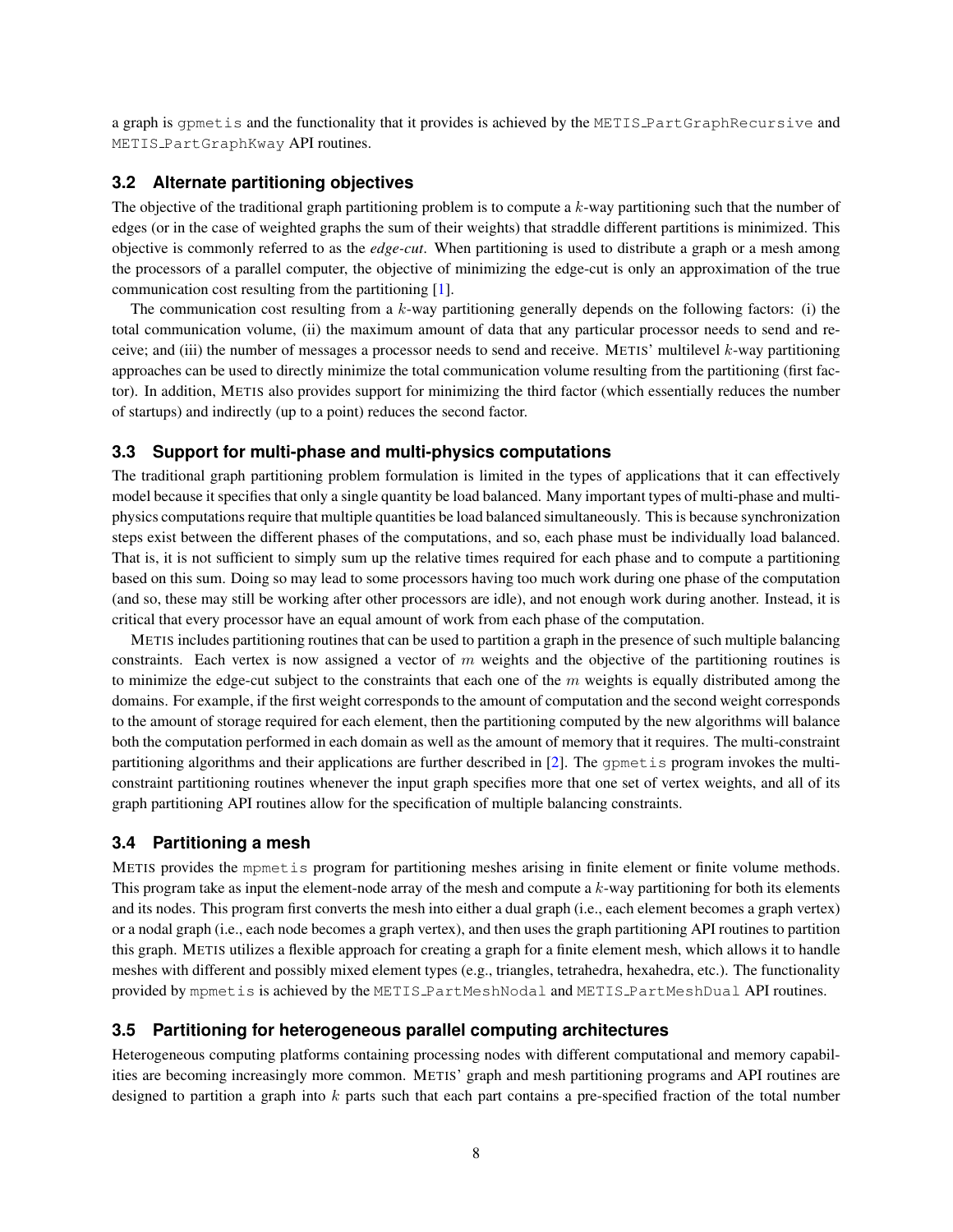a graph is `gpmetis` and the functionality that it provides is achieved by the `METIS_PartGraphRecursive` and `METIS_PartGraphKway` API routines.

### 3.2 Alternate partitioning objectives

The objective of the traditional graph partitioning problem is to compute a $k$-way partitioning such that the number of edges (or in the case of weighted graphs the sum of their weights) that straddle different partitions is minimized. This objective is commonly referred to as the *edge-cut*. When partitioning is used to distribute a graph or a mesh among the processors of a parallel computer, the objective of minimizing the edge-cut is only an approximation of the true communication cost resulting from the partitioning [1].

The communication cost resulting from a $k$-way partitioning generally depends on the following factors: (i) the total communication volume, (ii) the maximum amount of data that any particular processor needs to send and receive; and (iii) the number of messages a processor needs to send and receive. METIS' multilevel $k$-way partitioning approaches can be used to directly minimize the total communication volume resulting from the partitioning (first factor). In addition, METIS also provides support for minimizing the third factor (which essentially reduces the number of startups) and indirectly (up to a point) reduces the second factor.

### 3.3 Support for multi-phase and multi-physics computations

The traditional graph partitioning problem formulation is limited in the types of applications that it can effectively model because it specifies that only a single quantity be load balanced. Many important types of multi-phase and multi-physics computations require that multiple quantities be load balanced simultaneously. This is because synchronization steps exist between the different phases of the computations, and so, each phase must be individually load balanced. That is, it is not sufficient to simply sum up the relative times required for each phase and to compute a partitioning based on this sum. Doing so may lead to some processors having too much work during one phase of the computation (and so, these may still be working after other processors are idle), and not enough work during another. Instead, it is critical that every processor have an equal amount of work from each phase of the computation.

METIS includes partitioning routines that can be used to partition a graph in the presence of such multiple balancing constraints. Each vertex is now assigned a vector of $m$ weights and the objective of the partitioning routines is to minimize the edge-cut subject to the constraints that each one of the $m$ weights is equally distributed among the domains. For example, if the first weight corresponds to the amount of computation and the second weight corresponds to the amount of storage required for each element, then the partitioning computed by the new algorithms will balance both the computation performed in each domain as well as the amount of memory that it requires. The multi-constraint partitioning algorithms and their applications are further described in [2]. The `gpmetis` program invokes the multi-constraint partitioning routines whenever the input graph specifies more that one set of vertex weights, and all of its graph partitioning API routines allow for the specification of multiple balancing constraints.

### 3.4 Partitioning a mesh

METIS provides the `mpmetis` program for partitioning meshes arising in finite element or finite volume methods. This program take as input the element-node array of the mesh and compute a $k$-way partitioning for both its elements and its nodes. This program first converts the mesh into either a dual graph (i.e., each element becomes a graph vertex) or a nodal graph (i.e., each node becomes a graph vertex), and then uses the graph partitioning API routines to partition this graph. METIS utilizes a flexible approach for creating a graph for a finite element mesh, which allows it to handle meshes with different and possibly mixed element types (e.g., triangles, tetrahedra, hexahedra, etc.). The functionality provided by `mpmetis` is achieved by the `METIS_PartMeshNodal` and `METIS_PartMeshDual` API routines.

### 3.5 Partitioning for heterogeneous parallel computing architectures

Heterogeneous computing platforms containing processing nodes with different computational and memory capabilities are becoming increasingly more common. METIS' graph and mesh partitioning programs and API routines are designed to partition a graph into $k$ parts such that each part contains a pre-specified fraction of the total number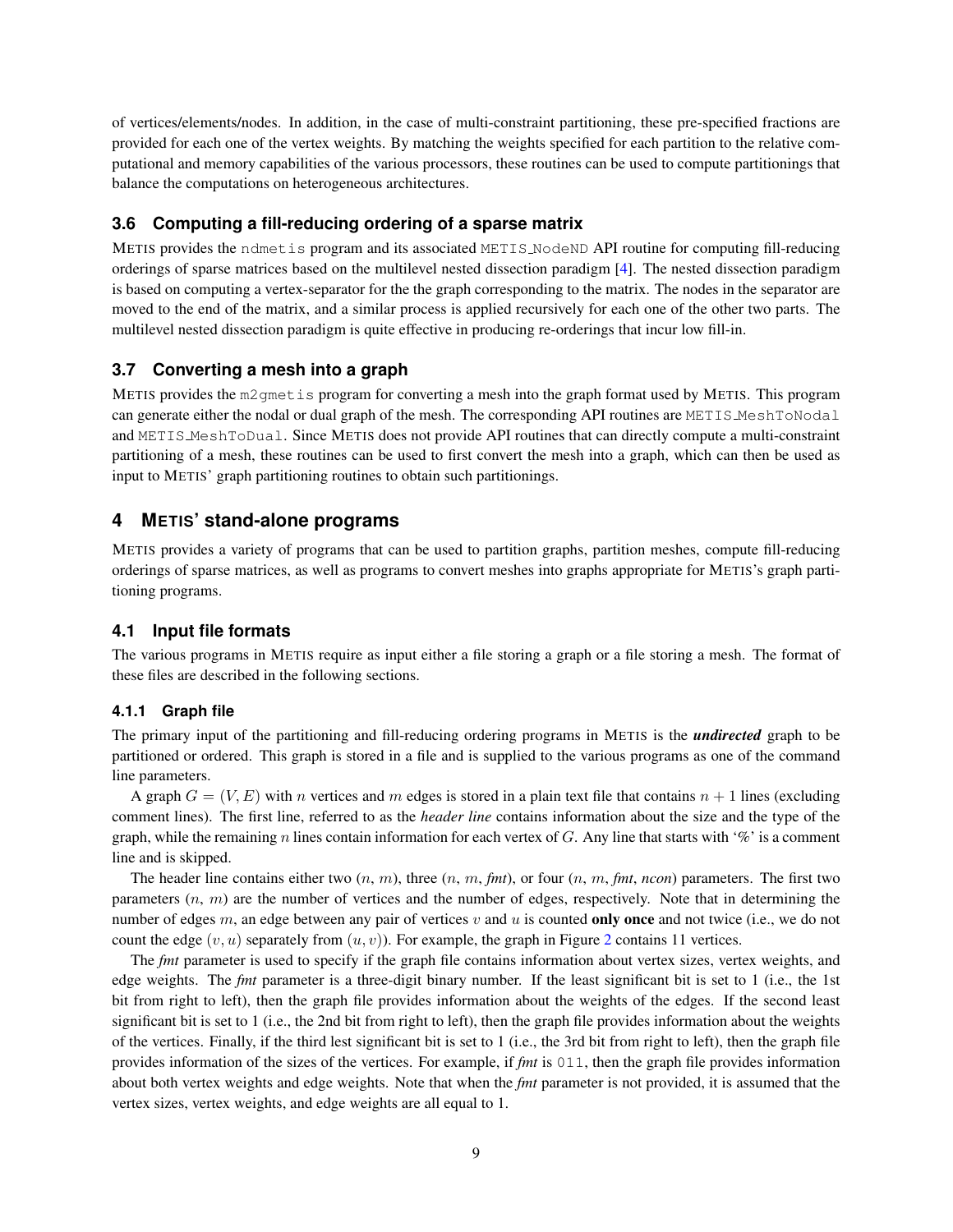of vertices/elements/nodes. In addition, in the case of multi-constraint partitioning, these pre-specified fractions are provided for each one of the vertex weights. By matching the weights specified for each partition to the relative computational and memory capabilities of the various processors, these routines can be used to compute partitionings that balance the computations on heterogeneous architectures.

### 3.6 Computing a fill-reducing ordering of a sparse matrix

METIS provides the `ndmetis` program and its associated `METIS_NodeND` API routine for computing fill-reducing orderings of sparse matrices based on the multilevel nested dissection paradigm [4]. The nested dissection paradigm is based on computing a vertex-separator for the the graph corresponding to the matrix. The nodes in the separator are moved to the end of the matrix, and a similar process is applied recursively for each one of the other two parts. The multilevel nested dissection paradigm is quite effective in producing re-orderings that incur low fill-in.

### 3.7 Converting a mesh into a graph

METIS provides the `m2gmetis` program for converting a mesh into the graph format used by METIS. This program can generate either the nodal or dual graph of the mesh. The corresponding API routines are `METIS_MeshToNodal` and `METIS_MeshToDual`. Since METIS does not provide API routines that can directly compute a multi-constraint partitioning of a mesh, these routines can be used to first convert the mesh into a graph, which can then be used as input to METIS' graph partitioning routines to obtain such partitionings.

## 4 METIS' stand-alone programs

METIS provides a variety of programs that can be used to partition graphs, partition meshes, compute fill-reducing orderings of sparse matrices, as well as programs to convert meshes into graphs appropriate for METIS's graph partitioning programs.

### 4.1 Input file formats

The various programs in METIS require as input either a file storing a graph or a file storing a mesh. The format of these files are described in the following sections.

#### 4.1.1 Graph file

The primary input of the partitioning and fill-reducing ordering programs in METIS is the ***undirected*** graph to be partitioned or ordered. This graph is stored in a file and is supplied to the various programs as one of the command line parameters.

A graph $G = (V, E)$ with $n$ vertices and $m$ edges is stored in a plain text file that contains $n + 1$ lines (excluding comment lines). The first line, referred to as the *header line* contains information about the size and the type of the graph, while the remaining $n$ lines contain information for each vertex of $G$. Any line that starts with '%' is a comment line and is skipped.

The header line contains either two ($n$, $m$), three ($n$, $m$, *fmt*), or four ($n$, $m$, *fmt*, *ncon*) parameters. The first two parameters ($n$, $m$) are the number of vertices and the number of edges, respectively. Note that in determining the number of edges $m$, an edge between any pair of vertices $v$ and $u$ is counted **only once** and not twice (i.e., we do not count the edge $(v, u)$ separately from $(u, v)$). For example, the graph in Figure 2 contains 11 vertices.

The *fmt* parameter is used to specify if the graph file contains information about vertex sizes, vertex weights, and edge weights. The *fmt* parameter is a three-digit binary number. If the least significant bit is set to 1 (i.e., the 1st bit from right to left), then the graph file provides information about the weights of the edges. If the second least significant bit is set to 1 (i.e., the 2nd bit from right to left), then the graph file provides information about the weights of the vertices. Finally, if the third lest significant bit is set to 1 (i.e., the 3rd bit from right to left), then the graph file provides information of the sizes of the vertices. For example, if *fmt* is `011`, then the graph file provides information about both vertex weights and edge weights. Note that when the *fmt* parameter is not provided, it is assumed that the vertex sizes, vertex weights, and edge weights are all equal to 1.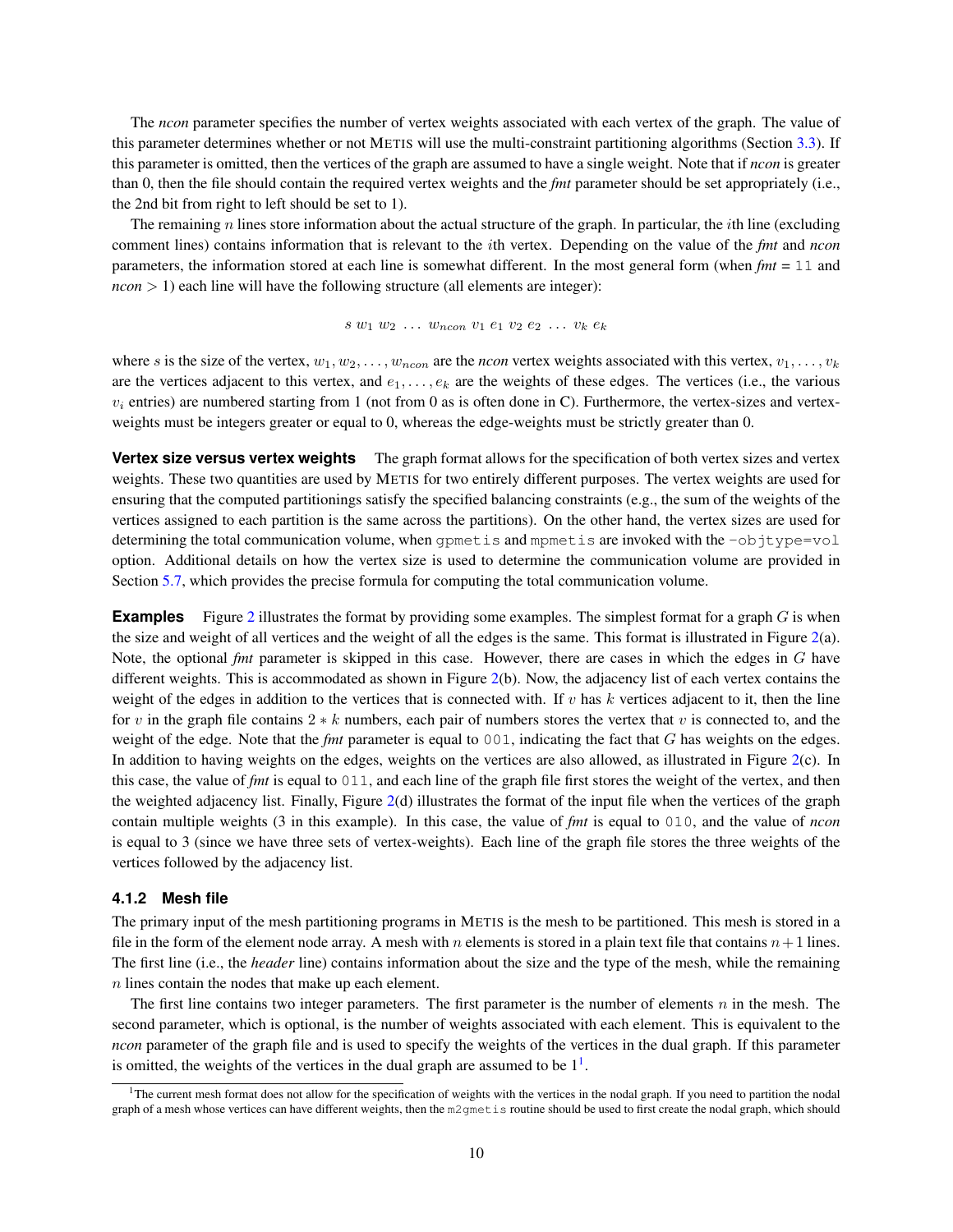The *ncon* parameter specifies the number of vertex weights associated with each vertex of the graph. The value of this parameter determines whether or not METIS will use the multi-constraint partitioning algorithms (Section 3.3). If this parameter is omitted, then the vertices of the graph are assumed to have a single weight. Note that if *ncon* is greater than 0, then the file should contain the required vertex weights and the *fmt* parameter should be set appropriately (i.e., the 2nd bit from right to left should be set to 1).

The remaining $n$ lines store information about the actual structure of the graph. In particular, the $i$th line (excluding comment lines) contains information that is relevant to the $i$th vertex. Depending on the value of the *fmt* and *ncon* parameters, the information stored at each line is somewhat different. In the most general form (when *fmt* = `11` and *ncon* $> 1$) each line will have the following structure (all elements are integer):

$$s \; w_1 \; w_2 \; \ldots \; w_{ncon} \; v_1 \; e_1 \; v_2 \; e_2 \; \ldots \; v_k \; e_k$$

where $s$ is the size of the vertex, $w_1, w_2, \ldots, w_{ncon}$ are the *ncon* vertex weights associated with this vertex, $v_1, \ldots, v_k$ are the vertices adjacent to this vertex, and $e_1, \ldots, e_k$ are the weights of these edges. The vertices (i.e., the various $v_i$ entries) are numbered starting from 1 (not from 0 as is often done in C). Furthermore, the vertex-sizes and vertex-weights must be integers greater or equal to 0, whereas the edge-weights must be strictly greater than 0.

**Vertex size versus vertex weights** The graph format allows for the specification of both vertex sizes and vertex weights. These two quantities are used by METIS for two entirely different purposes. The vertex weights are used for ensuring that the computed partitionings satisfy the specified balancing constraints (e.g., the sum of the weights of the vertices assigned to each partition is the same across the partitions). On the other hand, the vertex sizes are used for determining the total communication volume, when `gpmetis` and `mpmetis` are invoked with the `-objtype=vol` option. Additional details on how the vertex size is used to determine the communication volume are provided in Section 5.7, which provides the precise formula for computing the total communication volume.

**Examples** Figure 2 illustrates the format by providing some examples. The simplest format for a graph $G$ is when the size and weight of all vertices and the weight of all the edges is the same. This format is illustrated in Figure 2(a). Note, the optional *fmt* parameter is skipped in this case. However, there are cases in which the edges in $G$ have different weights. This is accommodated as shown in Figure 2(b). Now, the adjacency list of each vertex contains the weight of the edges in addition to the vertices that is connected with. If $v$ has $k$ vertices adjacent to it, then the line for $v$ in the graph file contains $2 * k$ numbers, each pair of numbers stores the vertex that $v$ is connected to, and the weight of the edge. Note that the *fmt* parameter is equal to `001`, indicating the fact that $G$ has weights on the edges. In addition to having weights on the edges, weights on the vertices are also allowed, as illustrated in Figure 2(c). In this case, the value of *fmt* is equal to `011`, and each line of the graph file first stores the weight of the vertex, and then the weighted adjacency list. Finally, Figure 2(d) illustrates the format of the input file when the vertices of the graph contain multiple weights (3 in this example). In this case, the value of *fmt* is equal to `010`, and the value of *ncon* is equal to 3 (since we have three sets of vertex-weights). Each line of the graph file stores the three weights of the vertices followed by the adjacency list.

### 4.1.2 Mesh file

The primary input of the mesh partitioning programs in METIS is the mesh to be partitioned. This mesh is stored in a file in the form of the element node array. A mesh with $n$ elements is stored in a plain text file that contains $n+1$ lines. The first line (i.e., the *header* line) contains information about the size and the type of the mesh, while the remaining $n$ lines contain the nodes that make up each element.

The first line contains two integer parameters. The first parameter is the number of elements $n$ in the mesh. The second parameter, which is optional, is the number of weights associated with each element. This is equivalent to the *ncon* parameter of the graph file and is used to specify the weights of the vertices in the dual graph. If this parameter is omitted, the weights of the vertices in the dual graph are assumed to be 1[1].

[1] The current mesh format does not allow for the specification of weights with the vertices in the nodal graph. If you need to partition the nodal graph of a mesh whose vertices can have different weights, then the `m2gmetis` routine should be used to first create the nodal graph, which should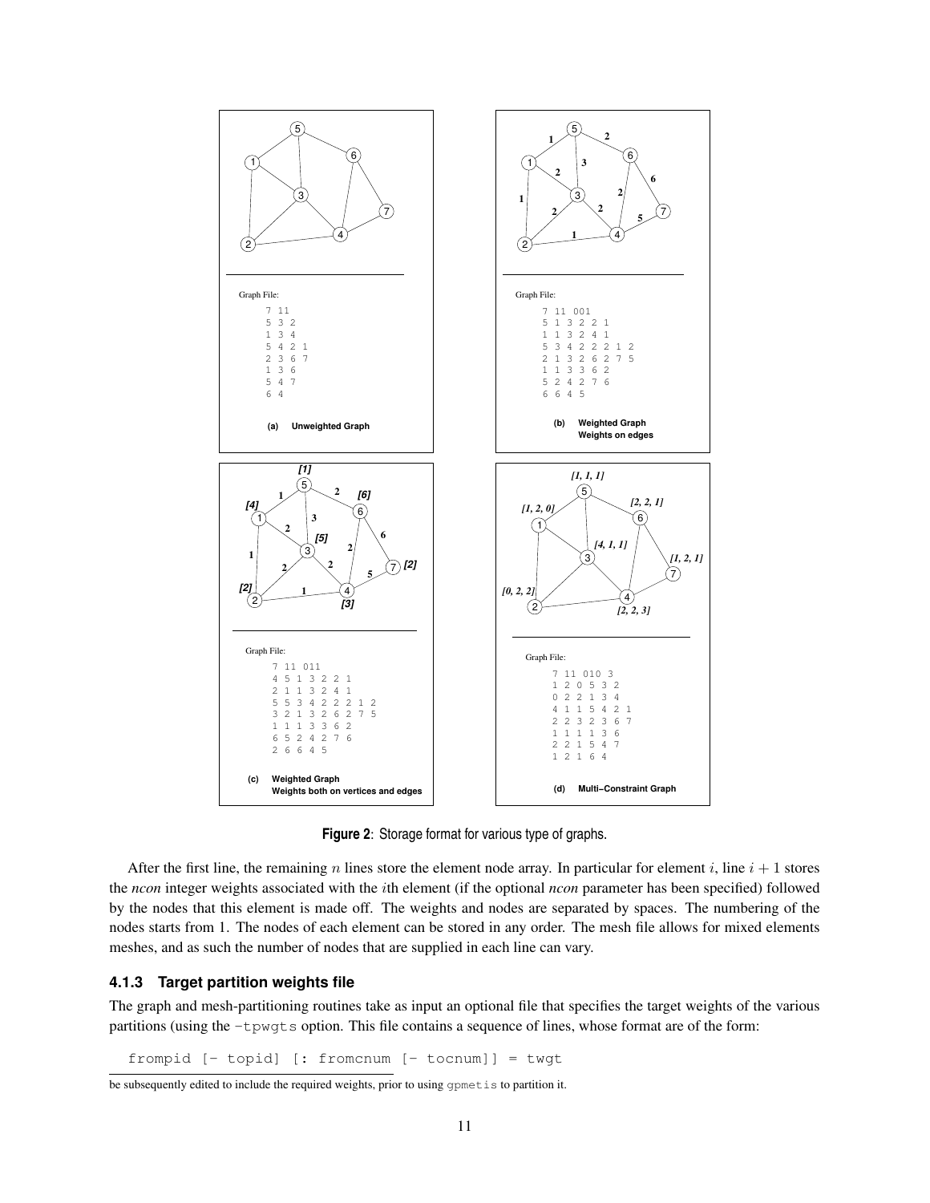Graph File:

```
7 11
5 3 2
1 3 4
5 4 2 1
2 3 6 7
1 3 6
5 4 7
6 4
```

(a) Unweighted Graph

Graph File:

```
7 11 001
5 1 3 2 2 1
1 1 3 2 4 1
5 3 4 2 2 2 1 2
2 1 3 2 6 2 7 5
1 1 3 3 6 2
5 2 4 2 7 6
6 6 4 5
```

(b) Weighted Graph Weights on edges

Graph File:

```
7 11 011
4 5 1 3 2 2 1
2 1 1 3 2 4 1
5 5 3 4 2 2 2 1 2
3 2 1 3 2 6 2 7 5
1 1 1 3 3 6 2
6 5 2 4 2 7 6
2 6 6 4 5
```

(c) Weighted Graph Weights both on vertices and edges

Graph File:

```
7 11 010 3
1 2 0 5 3 2
0 2 2 1 3 4
4 1 1 5 4 2 1
2 2 3 2 3 6 7
1 1 1 1 3 6
2 2 1 5 4 7
1 2 1 6 4
```

(d) Multi–Constraint Graph

**Figure 2**: Storage format for various type of graphs.

After the first line, the remaining $n$ lines store the element node array. In particular for element $i$, line $i+1$ stores the *ncon* integer weights associated with the $i$th element (if the optional *ncon* parameter has been specified) followed by the nodes that this element is made off. The weights and nodes are separated by spaces. The numbering of the nodes starts from 1. The nodes of each element can be stored in any order. The mesh file allows for mixed elements meshes, and as such the number of nodes that are supplied in each line can vary.

### 4.1.3 Target partition weights file

The graph and mesh-partitioning routines take as input an optional file that specifies the target weights of the various partitions (using the `-tpwgts` option. This file contains a sequence of lines, whose format are of the form:

```
frompid [- topid] [: fromcnum [- tocnum]] = twgt
```

be subsequently edited to include the required weights, prior to using `gpmetis` to partition it.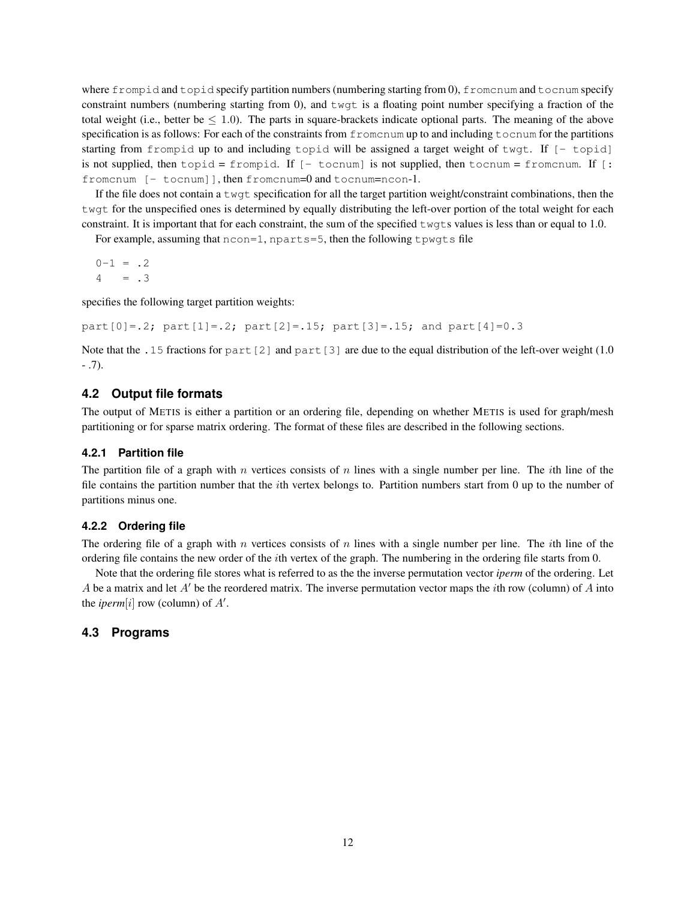where `frompid` and `topid` specify partition numbers (numbering starting from 0), `fromcnum` and `tocnum` specify constraint numbers (numbering starting from 0), and `twgt` is a floating point number specifying a fraction of the total weight (i.e., better be $\leq 1.0$). The parts in square-brackets indicate optional parts. The meaning of the above specification is as follows: For each of the constraints from `fromcnum` up to and including `tocnum` for the partitions starting from `frompid` up to and including `topid` will be assigned a target weight of `twgt`. If `[- topid]` is not supplied, then `topid` = `frompid`. If `[- tocnum]` is not supplied, then `tocnum` = `fromcnum`. If `[: fromcnum [- tocnum]]`, then `fromcnum`=0 and `tocnum`=`ncon`-1.

If the file does not contain a `twgt` specification for all the target partition weight/constraint combinations, then the `twgt` for the unspecified ones is determined by equally distributing the left-over portion of the total weight for each constraint. It is important that for each constraint, the sum of the specified `twgts` values is less than or equal to 1.0.

For example, assuming that `ncon=1`, `nparts=5`, then the following `tpwgts` file

```
0-1 = .2
4   = .3
```

specifies the following target partition weights:

```
part[0]=.2; part[1]=.2; part[2]=.15; part[3]=.15; and part[4]=0.3
```

Note that the `.15` fractions for `part[2]` and `part[3]` are due to the equal distribution of the left-over weight (1.0 - .7).

## 4.2 Output file formats

The output of METIS is either a partition or an ordering file, depending on whether METIS is used for graph/mesh partitioning or for sparse matrix ordering. The format of these files are described in the following sections.

### 4.2.1 Partition file

The partition file of a graph with $n$ vertices consists of $n$ lines with a single number per line. The $i$th line of the file contains the partition number that the $i$th vertex belongs to. Partition numbers start from 0 up to the number of partitions minus one.

### 4.2.2 Ordering file

The ordering file of a graph with $n$ vertices consists of $n$ lines with a single number per line. The $i$th line of the ordering file contains the new order of the $i$th vertex of the graph. The numbering in the ordering file starts from 0.

Note that the ordering file stores what is referred to as the the inverse permutation vector *iperm* of the ordering. Let $A$ be a matrix and let $A'$ be the reordered matrix. The inverse permutation vector maps the $i$th row (column) of $A$ into the *iperm*$[i]$ row (column) of $A'$.

## 4.3 Programs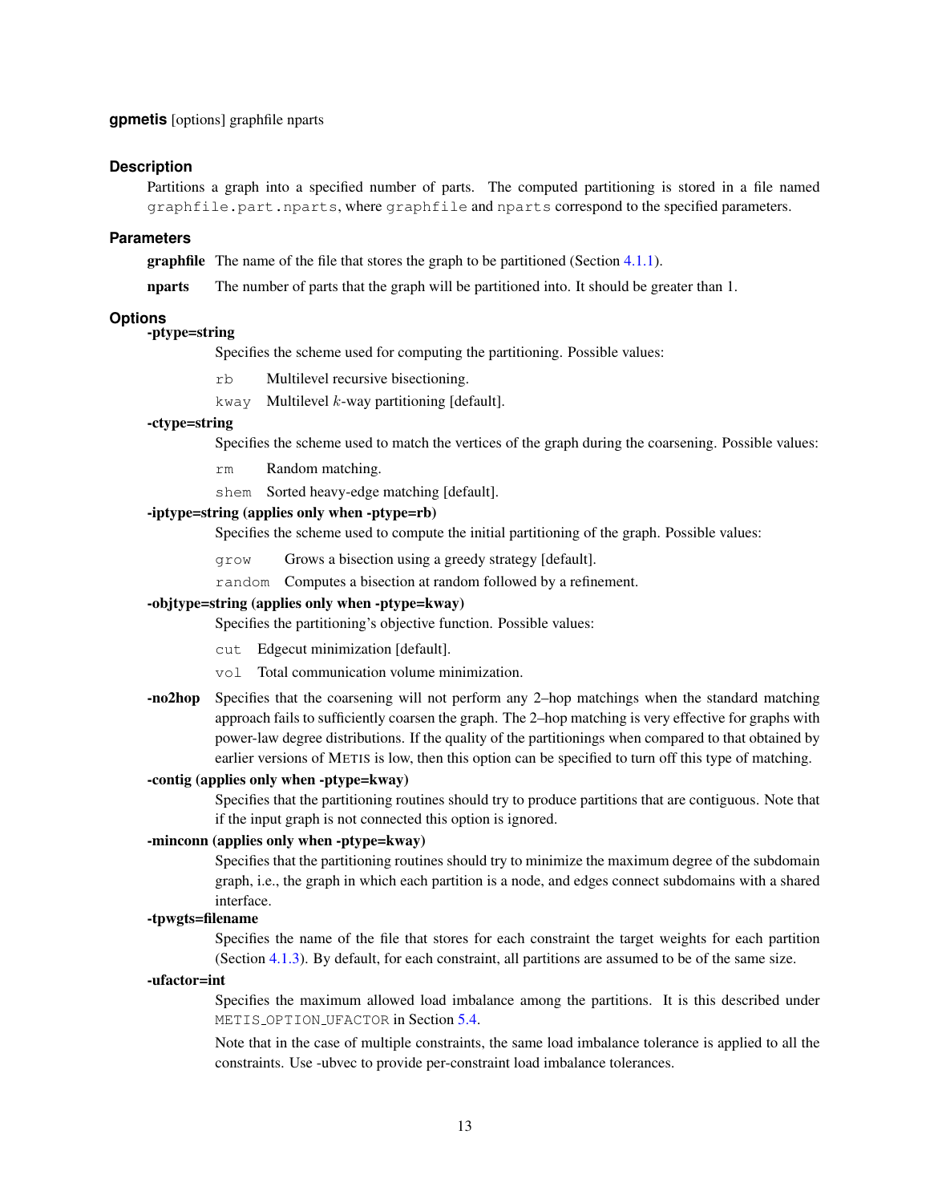**gpmetis** [options] graphfile nparts

### Description

Partitions a graph into a specified number of parts. The computed partitioning is stored in a file named `graphfile.part.nparts`, where `graphfile` and `nparts` correspond to the specified parameters.

### Parameters

**graphfile** The name of the file that stores the graph to be partitioned (Section 4.1.1).

**nparts** The number of parts that the graph will be partitioned into. It should be greater than 1.

### Options

**-ptype=string**

Specifies the scheme used for computing the partitioning. Possible values:

- `rb` Multilevel recursive bisectioning.
- `kway` Multilevel $k$-way partitioning [default].

**-ctype=string**

Specifies the scheme used to match the vertices of the graph during the coarsening. Possible values:

- `rm` Random matching.
- `shem` Sorted heavy-edge matching [default].

**-iptype=string (applies only when -ptype=rb)**

Specifies the scheme used to compute the initial partitioning of the graph. Possible values:

- `grow` Grows a bisection using a greedy strategy [default].
- `random` Computes a bisection at random followed by a refinement.

**-objtype=string (applies only when -ptype=kway)**

Specifies the partitioning's objective function. Possible values:

- `cut` Edgecut minimization [default].
- `vol` Total communication volume minimization.

**-no2hop** Specifies that the coarsening will not perform any 2–hop matchings when the standard matching approach fails to sufficiently coarsen the graph. The 2–hop matching is very effective for graphs with power-law degree distributions. If the quality of the partitionings when compared to that obtained by earlier versions of METIS is low, then this option can be specified to turn off this type of matching.

**-contig (applies only when -ptype=kway)**

Specifies that the partitioning routines should try to produce partitions that are contiguous. Note that if the input graph is not connected this option is ignored.

**-minconn (applies only when -ptype=kway)**

Specifies that the partitioning routines should try to minimize the maximum degree of the subdomain graph, i.e., the graph in which each partition is a node, and edges connect subdomains with a shared interface.

**-tpwgts=filename**

Specifies the name of the file that stores for each constraint the target weights for each partition (Section 4.1.3). By default, for each constraint, all partitions are assumed to be of the same size.

**-ufactor=int**

Specifies the maximum allowed load imbalance among the partitions. It is this described under `METIS_OPTION_UFACTOR` in Section 5.4.

Note that in the case of multiple constraints, the same load imbalance tolerance is applied to all the constraints. Use -ubvec to provide per-constraint load imbalance tolerances.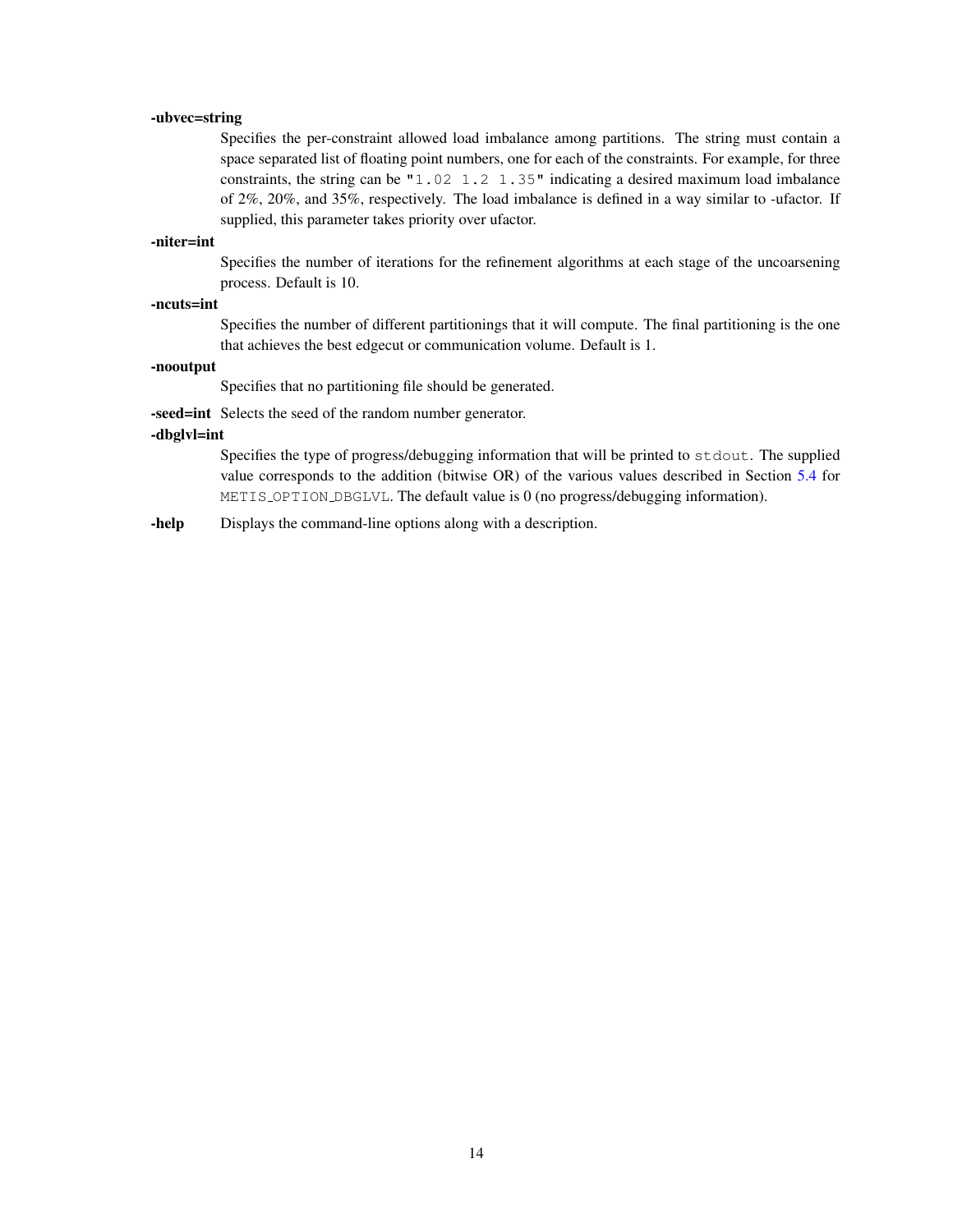**-ubvec=string**

Specifies the per-constraint allowed load imbalance among partitions. The string must contain a space separated list of floating point numbers, one for each of the constraints. For example, for three constraints, the string can be `"1.02 1.2 1.35"` indicating a desired maximum load imbalance of 2%, 20%, and 35%, respectively. The load imbalance is defined in a way similar to -ufactor. If supplied, this parameter takes priority over ufactor.

**-niter=int**

Specifies the number of iterations for the refinement algorithms at each stage of the uncoarsening process. Default is 10.

**-ncuts=int**

Specifies the number of different partitionings that it will compute. The final partitioning is the one that achieves the best edgecut or communication volume. Default is 1.

**-nooutput**

Specifies that no partitioning file should be generated.

**-seed=int** Selects the seed of the random number generator.

**-dbglvl=int**

Specifies the type of progress/debugging information that will be printed to `stdout`. The supplied value corresponds to the addition (bitwise OR) of the various values described in Section 5.4 for `METIS_OPTION_DBGLVL`. The default value is 0 (no progress/debugging information).

**-help** Displays the command-line options along with a description.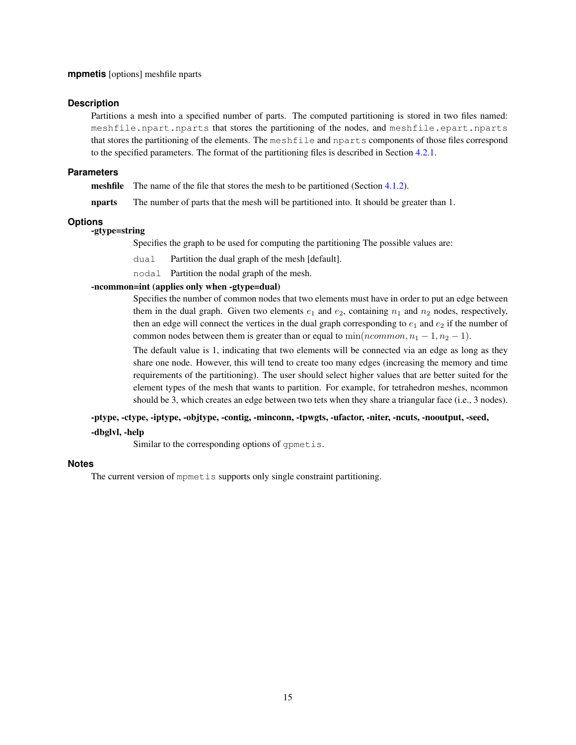**mpmetis** [options] meshfile nparts

### Description

Partitions a mesh into a specified number of parts. The computed partitioning is stored in two files named: `meshfile.npart.nparts` that stores the partitioning of the nodes, and `meshfile.epart.nparts` that stores the partitioning of the elements. The `meshfile` and `nparts` components of those files correspond to the specified parameters. The format of the partitioning files is described in Section 4.2.1.

### Parameters

**meshfile** The name of the file that stores the mesh to be partitioned (Section 4.1.2).

**nparts** The number of parts that the mesh will be partitioned into. It should be greater than 1.

### Options

**-gtype=string**

Specifies the graph to be used for computing the partitioning The possible values are:

`dual` Partition the dual graph of the mesh [default].

`nodal` Partition the nodal graph of the mesh.

**-ncommon=int (applies only when -gtype=dual)**

Specifies the number of common nodes that two elements must have in order to put an edge between them in the dual graph. Given two elements $e_1$ and $e_2$, containing $n_1$ and $n_2$ nodes, respectively, then an edge will connect the vertices in the dual graph corresponding to $e_1$ and $e_2$ if the number of common nodes between them is greater than or equal to $\min(ncommon, n_1 - 1, n_2 - 1)$.

The default value is 1, indicating that two elements will be connected via an edge as long as they share one node. However, this will tend to create too many edges (increasing the memory and time requirements of the partitioning). The user should select higher values that are better suited for the element types of the mesh that wants to partition. For example, for tetrahedron meshes, ncommon should be 3, which creates an edge between two tets when they share a triangular face (i.e., 3 nodes).

**-ptype, -ctype, -iptype, -objtype, -contig, -minconn, -tpwgts, -ufactor, -niter, -ncuts, -nooutput, -seed, -dbglvl, -help**

Similar to the corresponding options of `gpmetis`.

### Notes

The current version of `mpmetis` supports only single constraint partitioning.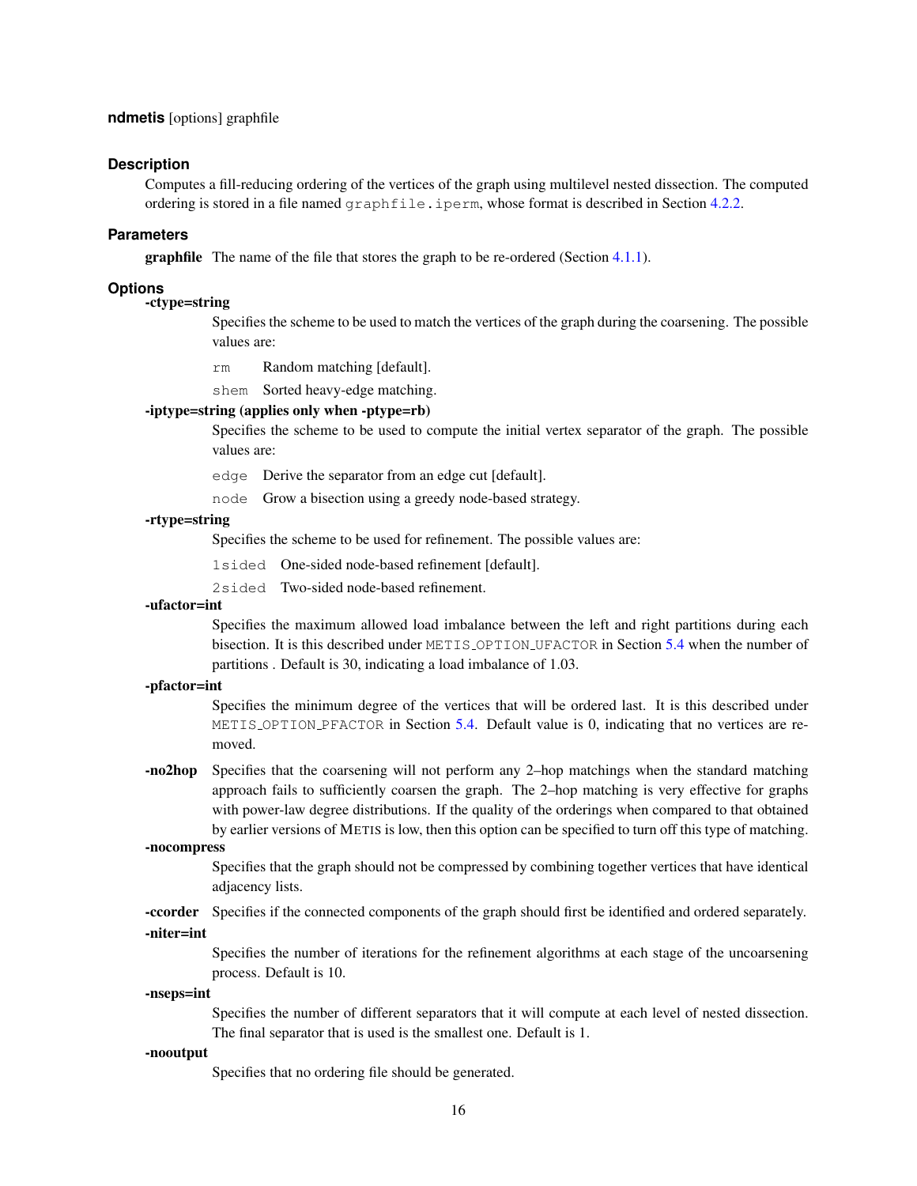**ndmetis** [options] graphfile

### Description

Computes a fill-reducing ordering of the vertices of the graph using multilevel nested dissection. The computed ordering is stored in a file named `graphfile.iperm`, whose format is described in Section 4.2.2.

### Parameters

**graphfile** The name of the file that stores the graph to be re-ordered (Section 4.1.1).

### Options

**-ctype=string**

Specifies the scheme to be used to match the vertices of the graph during the coarsening. The possible values are:

- `rm` Random matching [default].
- `shem` Sorted heavy-edge matching.

**-iptype=string (applies only when -ptype=rb)**

Specifies the scheme to be used to compute the initial vertex separator of the graph. The possible values are:

- `edge` Derive the separator from an edge cut [default].
- `node` Grow a bisection using a greedy node-based strategy.

**-rtype=string**

Specifies the scheme to be used for refinement. The possible values are:

- `1sided` One-sided node-based refinement [default].
- `2sided` Two-sided node-based refinement.

**-ufactor=int**

Specifies the maximum allowed load imbalance between the left and right partitions during each bisection. It is this described under `METIS_OPTION_UFACTOR` in Section 5.4 when the number of partitions . Default is 30, indicating a load imbalance of 1.03.

**-pfactor=int**

Specifies the minimum degree of the vertices that will be ordered last. It is this described under `METIS_OPTION_PFACTOR` in Section 5.4. Default value is 0, indicating that no vertices are removed.

**-no2hop** Specifies that the coarsening will not perform any 2–hop matchings when the standard matching approach fails to sufficiently coarsen the graph. The 2–hop matching is very effective for graphs with power-law degree distributions. If the quality of the orderings when compared to that obtained by earlier versions of METIS is low, then this option can be specified to turn off this type of matching.

**-nocompress**

Specifies that the graph should not be compressed by combining together vertices that have identical adjacency lists.

**-ccorder** Specifies if the connected components of the graph should first be identified and ordered separately.

**-niter=int**

Specifies the number of iterations for the refinement algorithms at each stage of the uncoarsening process. Default is 10.

**-nseps=int**

Specifies the number of different separators that it will compute at each level of nested dissection. The final separator that is used is the smallest one. Default is 1.

**-nooutput**

Specifies that no ordering file should be generated.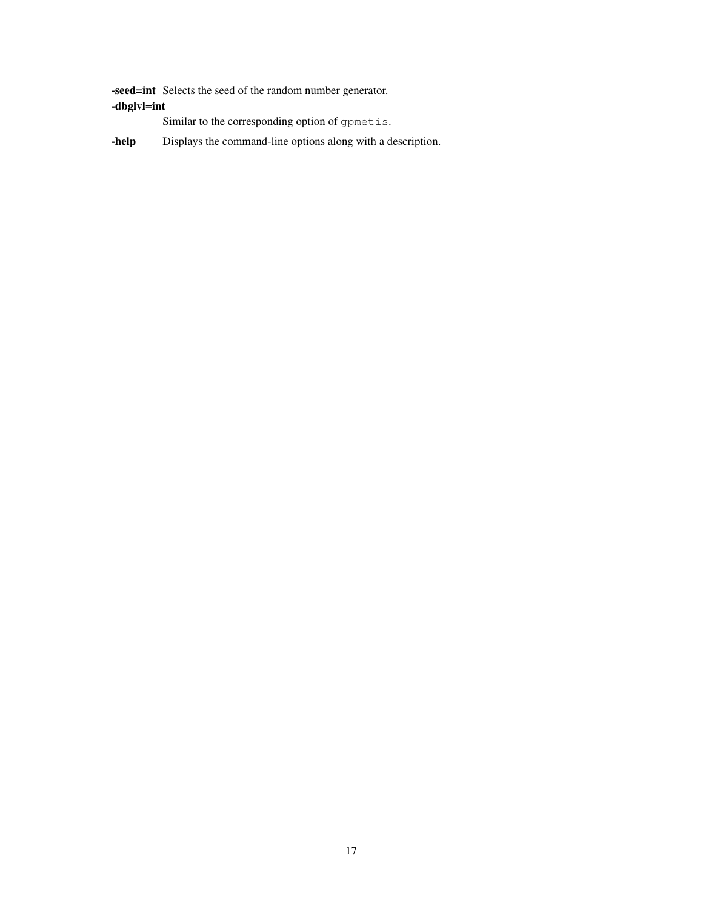**-seed=int** Selects the seed of the random number generator.

**-dbglvl=int**
Similar to the corresponding option of `gpmetis`.

**-help** Displays the command-line options along with a description.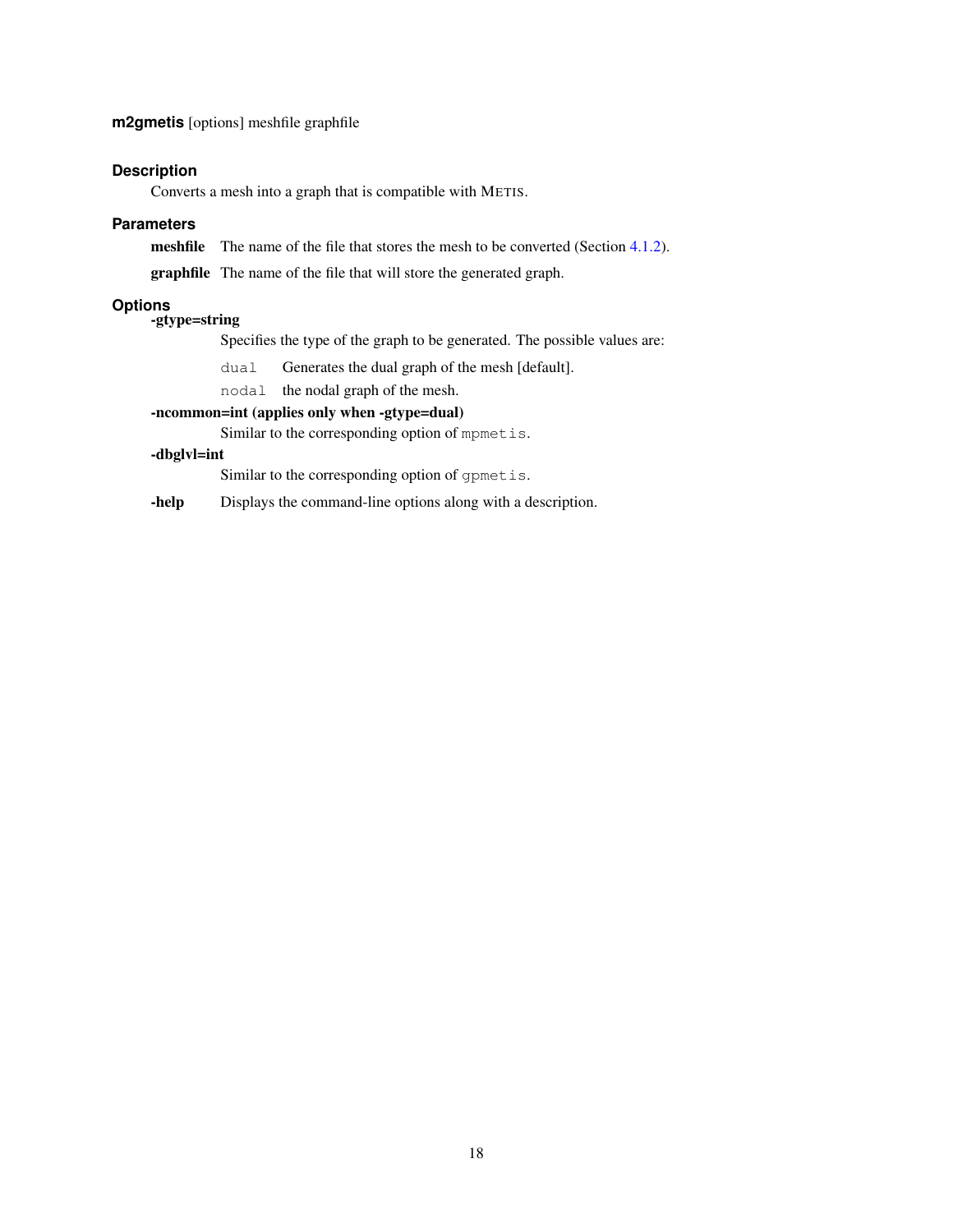**m2gmetis** [options] meshfile graphfile

### Description

Converts a mesh into a graph that is compatible with METIS.

### Parameters

**meshfile** The name of the file that stores the mesh to be converted (Section 4.1.2).

**graphfile** The name of the file that will store the generated graph.

### Options

**-gtype=string**

Specifies the type of the graph to be generated. The possible values are:

`dual` Generates the dual graph of the mesh [default].

`nodal` the nodal graph of the mesh.

**-ncommon=int (applies only when -gtype=dual)**

Similar to the corresponding option of `mpmetis`.

**-dbglvl=int**

Similar to the corresponding option of `gpmetis`.

**-help** Displays the command-line options along with a description.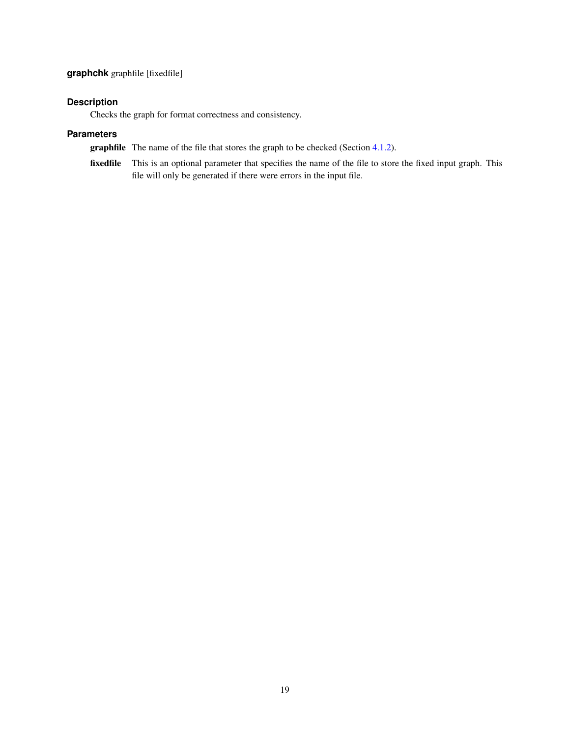**graphchk** graphfile [fixedfile]

### Description

Checks the graph for format correctness and consistency.

### Parameters

**graphfile** The name of the file that stores the graph to be checked (Section 4.1.2).

**fixedfile** This is an optional parameter that specifies the name of the file to store the fixed input graph. This file will only be generated if there were errors in the input file.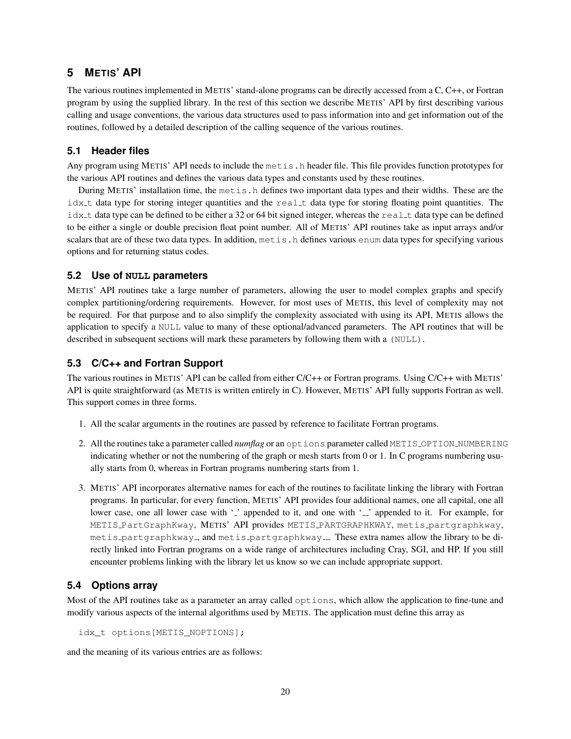## 5 METIS' API

The various routines implemented in METIS' stand-alone programs can be directly accessed from a C, C++, or Fortran program by using the supplied library. In the rest of this section we describe METIS' API by first describing various calling and usage conventions, the various data structures used to pass information into and get information out of the routines, followed by a detailed description of the calling sequence of the various routines.

### 5.1 Header files

Any program using METIS' API needs to include the `metis.h` header file. This file provides function prototypes for the various API routines and defines the various data types and constants used by these routines.

During METIS' installation time, the `metis.h` defines two important data types and their widths. These are the `idx_t` data type for storing integer quantities and the `real_t` data type for storing floating point quantities. The `idx_t` data type can be defined to be either a 32 or 64 bit signed integer, whereas the `real_t` data type can be defined to be either a single or double precision float point number. All of METIS' API routines take as input arrays and/or scalars that are of these two data types. In addition, `metis.h` defines various `enum` data types for specifying various options and for returning status codes.

### 5.2 Use of NULL parameters

METIS' API routines take a large number of parameters, allowing the user to model complex graphs and specify complex partitioning/ordering requirements. However, for most uses of METIS, this level of complexity may not be required. For that purpose and to also simplify the complexity associated with using its API, METIS allows the application to specify a `NULL` value to many of these optional/advanced parameters. The API routines that will be described in subsequent sections will mark these parameters by following them with a `(NULL)`.

### 5.3 C/C++ and Fortran Support

The various routines in METIS' API can be called from either C/C++ or Fortran programs. Using C/C++ with METIS' API is quite straightforward (as METIS is written entirely in C). However, METIS' API fully supports Fortran as well. This support comes in three forms.

1. All the scalar arguments in the routines are passed by reference to facilitate Fortran programs.
2. All the routines take a parameter called ***numflag*** or an `options` parameter called `METIS_OPTION_NUMBERING` indicating whether or not the numbering of the graph or mesh starts from 0 or 1. In C programs numbering usually starts from 0, whereas in Fortran programs numbering starts from 1.
3. METIS' API incorporates alternative names for each of the routines to facilitate linking the library with Fortran programs. In particular, for every function, METIS' API provides four additional names, one all capital, one all lower case, one all lower case with '_' appended to it, and one with '__' appended to it. For example, for `METIS_PartGraphKway`, METIS' API provides `METIS_PARTGRAPHKWAY`, `metis_partgraphkway`, `metis_partgraphkway_`, and `metis_partgraphkway__`. These extra names allow the library to be directly linked into Fortran programs on a wide range of architectures including Cray, SGI, and HP. If you still encounter problems linking with the library let us know so we can include appropriate support.

### 5.4 Options array

Most of the API routines take as a parameter an array called `options`, which allow the application to fine-tune and modify various aspects of the internal algorithms used by METIS. The application must define this array as

```
idx_t options[METIS_NOPTIONS];
```

and the meaning of its various entries are as follows: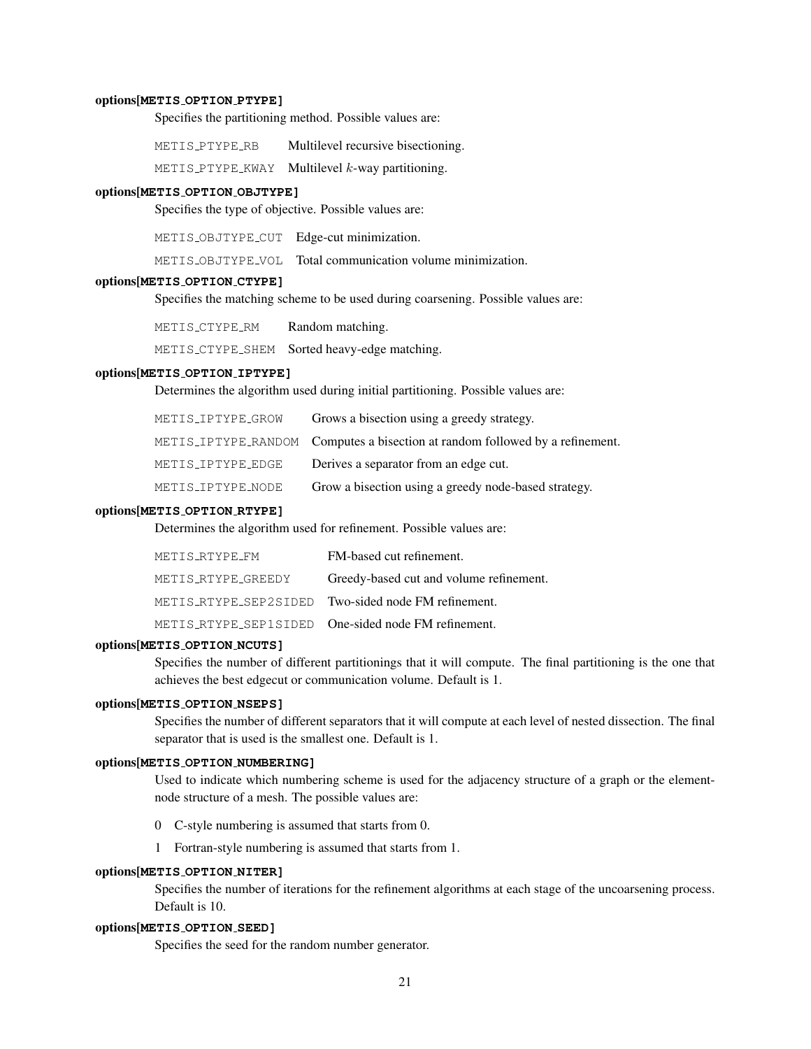**options[METIS_OPTION_PTYPE]**

Specifies the partitioning method. Possible values are:

| | |
|---|---|
| `METIS_PTYPE_RB` | Multilevel recursive bisectioning. |
| `METIS_PTYPE_KWAY` | Multilevel $k$-way partitioning. |

**options[METIS_OPTION_OBJTYPE]**

Specifies the type of objective. Possible values are:

| | |
|---|---|
| `METIS_OBJTYPE_CUT` | Edge-cut minimization. |
| `METIS_OBJTYPE_VOL` | Total communication volume minimization. |

**options[METIS_OPTION_CTYPE]**

Specifies the matching scheme to be used during coarsening. Possible values are:

| | |
|---|---|
| `METIS_CTYPE_RM` | Random matching. |
| `METIS_CTYPE_SHEM` | Sorted heavy-edge matching. |

**options[METIS_OPTION_IPTYPE]**

Determines the algorithm used during initial partitioning. Possible values are:

| | |
|---|---|
| `METIS_IPTYPE_GROW` | Grows a bisection using a greedy strategy. |
| `METIS_IPTYPE_RANDOM` | Computes a bisection at random followed by a refinement. |
| `METIS_IPTYPE_EDGE` | Derives a separator from an edge cut. |
| `METIS_IPTYPE_NODE` | Grow a bisection using a greedy node-based strategy. |

**options[METIS_OPTION_RTYPE]**

Determines the algorithm used for refinement. Possible values are:

| | |
|---|---|
| `METIS_RTYPE_FM` | FM-based cut refinement. |
| `METIS_RTYPE_GREEDY` | Greedy-based cut and volume refinement. |
| `METIS_RTYPE_SEP2SIDED` | Two-sided node FM refinement. |
| `METIS_RTYPE_SEP1SIDED` | One-sided node FM refinement. |

**options[METIS_OPTION_NCUTS]**

Specifies the number of different partitionings that it will compute. The final partitioning is the one that achieves the best edgecut or communication volume. Default is 1.

**options[METIS_OPTION_NSEPS]**

Specifies the number of different separators that it will compute at each level of nested dissection. The final separator that is used is the smallest one. Default is 1.

**options[METIS_OPTION_NUMBERING]**

Used to indicate which numbering scheme is used for the adjacency structure of a graph or the element-node structure of a mesh. The possible values are:

- 0 C-style numbering is assumed that starts from 0.
- 1 Fortran-style numbering is assumed that starts from 1.

**options[METIS_OPTION_NITER]**

Specifies the number of iterations for the refinement algorithms at each stage of the uncoarsening process. Default is 10.

**options[METIS_OPTION_SEED]**

Specifies the seed for the random number generator.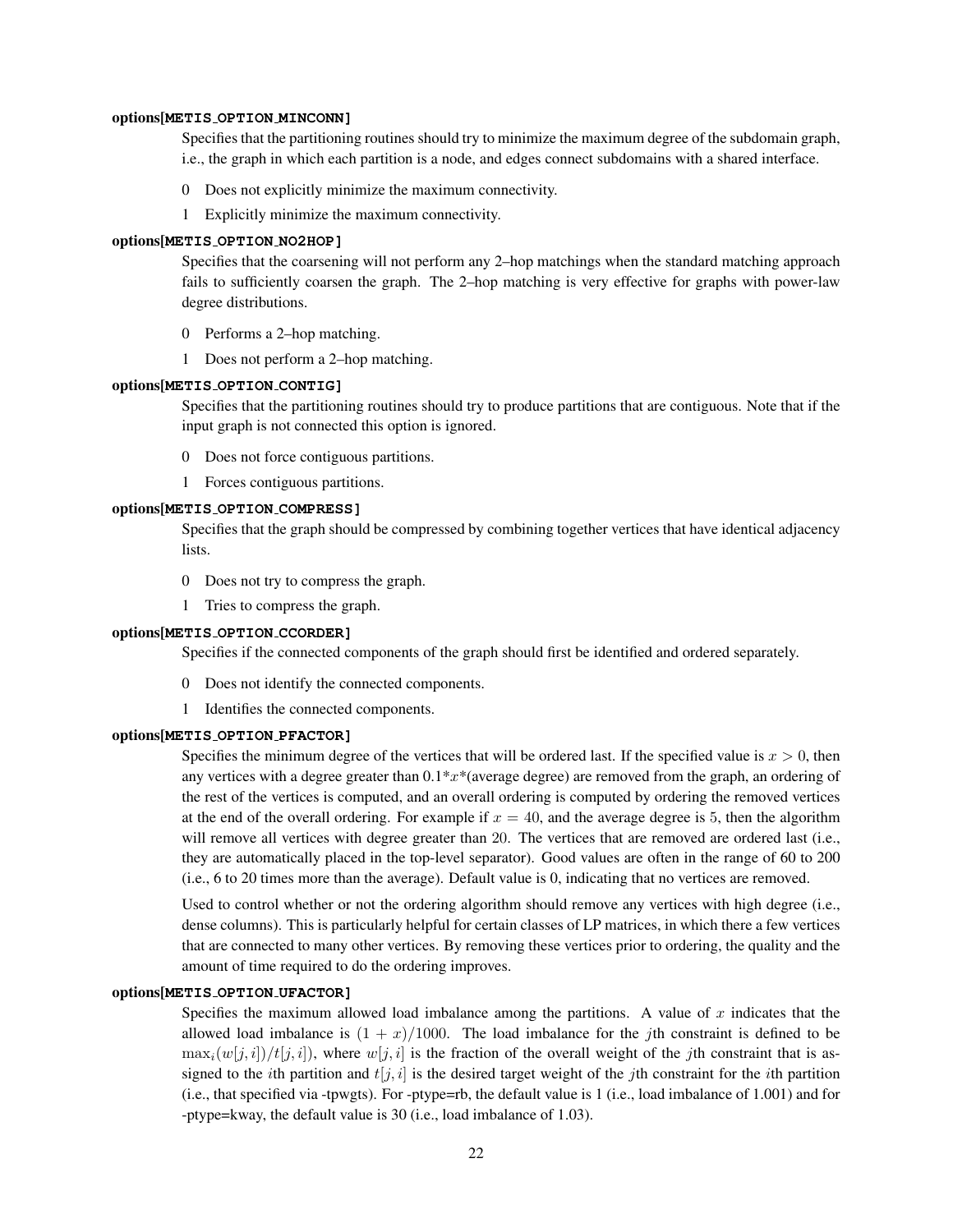**options[METIS_OPTION_MINCONN]**

Specifies that the partitioning routines should try to minimize the maximum degree of the subdomain graph, i.e., the graph in which each partition is a node, and edges connect subdomains with a shared interface.

- 0 Does not explicitly minimize the maximum connectivity.
- 1 Explicitly minimize the maximum connectivity.

**options[METIS_OPTION_NO2HOP]**

Specifies that the coarsening will not perform any 2–hop matchings when the standard matching approach fails to sufficiently coarsen the graph. The 2–hop matching is very effective for graphs with power-law degree distributions.

- 0 Performs a 2–hop matching.
- 1 Does not perform a 2–hop matching.

**options[METIS_OPTION_CONTIG]**

Specifies that the partitioning routines should try to produce partitions that are contiguous. Note that if the input graph is not connected this option is ignored.

- 0 Does not force contiguous partitions.
- 1 Forces contiguous partitions.

**options[METIS_OPTION_COMPRESS]**

Specifies that the graph should be compressed by combining together vertices that have identical adjacency lists.

- 0 Does not try to compress the graph.
- 1 Tries to compress the graph.

**options[METIS_OPTION_CCORDER]**

Specifies if the connected components of the graph should first be identified and ordered separately.

- 0 Does not identify the connected components.
- 1 Identifies the connected components.

**options[METIS_OPTION_PFACTOR]**

Specifies the minimum degree of the vertices that will be ordered last. If the specified value is $x > 0$, then any vertices with a degree greater than $0.1*x*$(average degree) are removed from the graph, an ordering of the rest of the vertices is computed, and an overall ordering is computed by ordering the removed vertices at the end of the overall ordering. For example if $x = 40$, and the average degree is $5$, then the algorithm will remove all vertices with degree greater than $20$. The vertices that are removed are ordered last (i.e., they are automatically placed in the top-level separator). Good values are often in the range of 60 to 200 (i.e., 6 to 20 times more than the average). Default value is 0, indicating that no vertices are removed.

Used to control whether or not the ordering algorithm should remove any vertices with high degree (i.e., dense columns). This is particularly helpful for certain classes of LP matrices, in which there a few vertices that are connected to many other vertices. By removing these vertices prior to ordering, the quality and the amount of time required to do the ordering improves.

**options[METIS_OPTION_UFACTOR]**

Specifies the maximum allowed load imbalance among the partitions. A value of $x$ indicates that the allowed load imbalance is $(1 + x)/1000$. The load imbalance for the $j$th constraint is defined to be $\max_i(w[j, i])/t[j, i])$, where $w[j, i]$ is the fraction of the overall weight of the $j$th constraint that is assigned to the $i$th partition and $t[j, i]$ is the desired target weight of the $j$th constraint for the $i$th partition (i.e., that specified via -tpwgts). For -ptype=rb, the default value is 1 (i.e., load imbalance of 1.001) and for -ptype=kway, the default value is 30 (i.e., load imbalance of 1.03).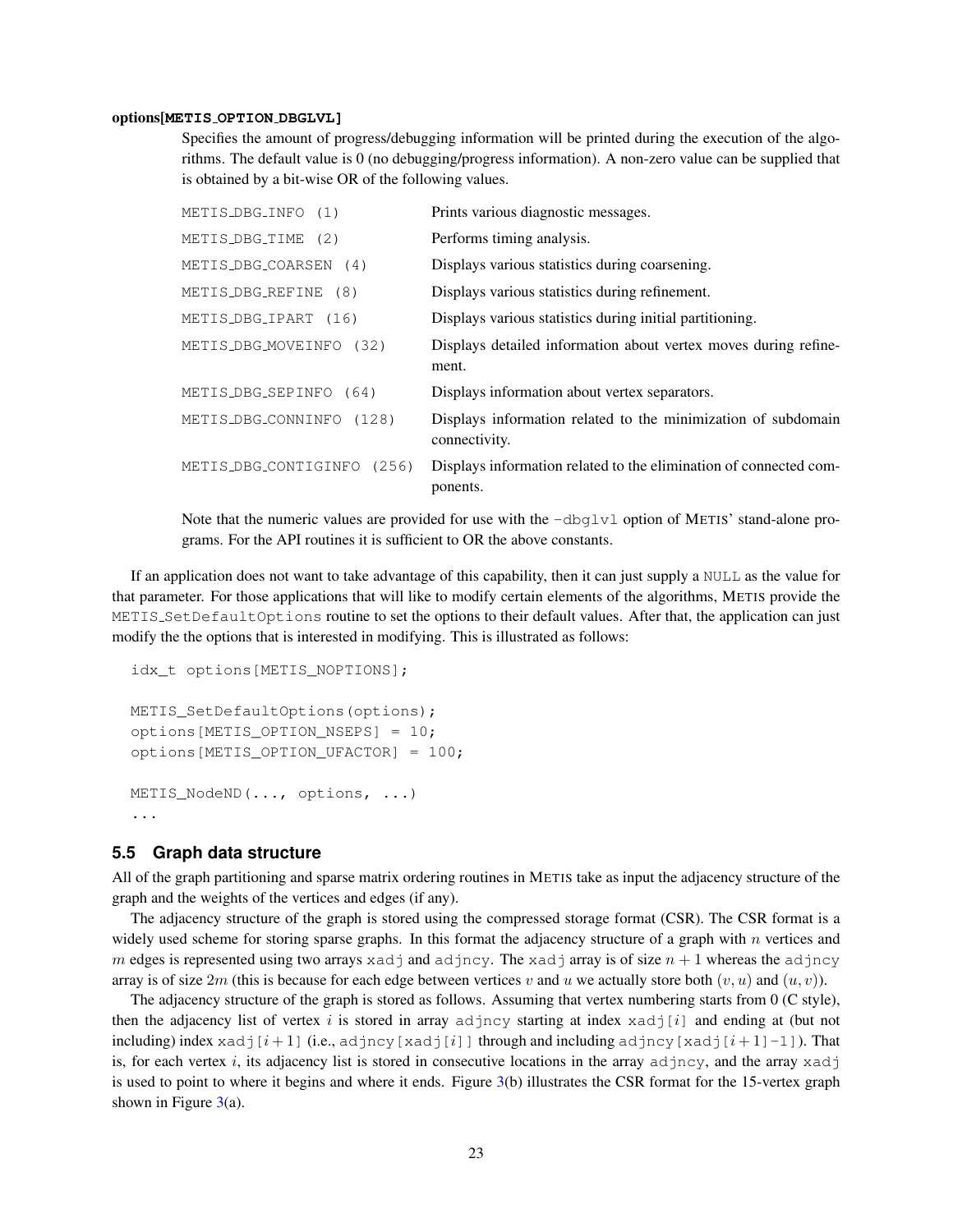**options[METIS_OPTION_DBGLVL]**

Specifies the amount of progress/debugging information will be printed during the execution of the algorithms. The default value is 0 (no debugging/progress information). A non-zero value can be supplied that is obtained by a bit-wise OR of the following values.

| | |
|---|---|
| `METIS_DBG_INFO (1)` | Prints various diagnostic messages. |
| `METIS_DBG_TIME (2)` | Performs timing analysis. |
| `METIS_DBG_COARSEN (4)` | Displays various statistics during coarsening. |
| `METIS_DBG_REFINE (8)` | Displays various statistics during refinement. |
| `METIS_DBG_IPART (16)` | Displays various statistics during initial partitioning. |
| `METIS_DBG_MOVEINFO (32)` | Displays detailed information about vertex moves during refinement. |
| `METIS_DBG_SEPINFO (64)` | Displays information about vertex separators. |
| `METIS_DBG_CONNINFO (128)` | Displays information related to the minimization of subdomain connectivity. |
| `METIS_DBG_CONTIGINFO (256)` | Displays information related to the elimination of connected components. |

Note that the numeric values are provided for use with the `-dbglvl` option of METIS' stand-alone programs. For the API routines it is sufficient to OR the above constants.

If an application does not want to take advantage of this capability, then it can just supply a `NULL` as the value for that parameter. For those applications that will like to modify certain elements of the algorithms, METIS provide the `METIS_SetDefaultOptions` routine to set the options to their default values. After that, the application can just modify the the options that is interested in modifying. This is illustrated as follows:

```
idx_t options[METIS_NOPTIONS];

METIS_SetDefaultOptions(options);
options[METIS_OPTION_NSEPS] = 10;
options[METIS_OPTION_UFACTOR] = 100;

METIS_NodeND(..., options, ...)
...
```

## 5.5 Graph data structure

All of the graph partitioning and sparse matrix ordering routines in METIS take as input the adjacency structure of the graph and the weights of the vertices and edges (if any).

The adjacency structure of the graph is stored using the compressed storage format (CSR). The CSR format is a widely used scheme for storing sparse graphs. In this format the adjacency structure of a graph with $n$ vertices and $m$ edges is represented using two arrays `xadj` and `adjncy`. The `xadj` array is of size $n+1$ whereas the `adjncy` array is of size $2m$ (this is because for each edge between vertices $v$ and $u$ we actually store both $(v,u)$ and $(u,v)$).

The adjacency structure of the graph is stored as follows. Assuming that vertex numbering starts from 0 (C style), then the adjacency list of vertex $i$ is stored in array `adjncy` starting at index `xadj[`$i$`]` and ending at (but not including) index `xadj[`$i+1$`]` (i.e., `adjncy[xadj[`$i$`]]` through and including `adjncy[xadj[`$i+1$`]-1]`). That is, for each vertex $i$, its adjacency list is stored in consecutive locations in the array `adjncy`, and the array `xadj` is used to point to where it begins and where it ends. Figure 3(b) illustrates the CSR format for the 15-vertex graph shown in Figure 3(a).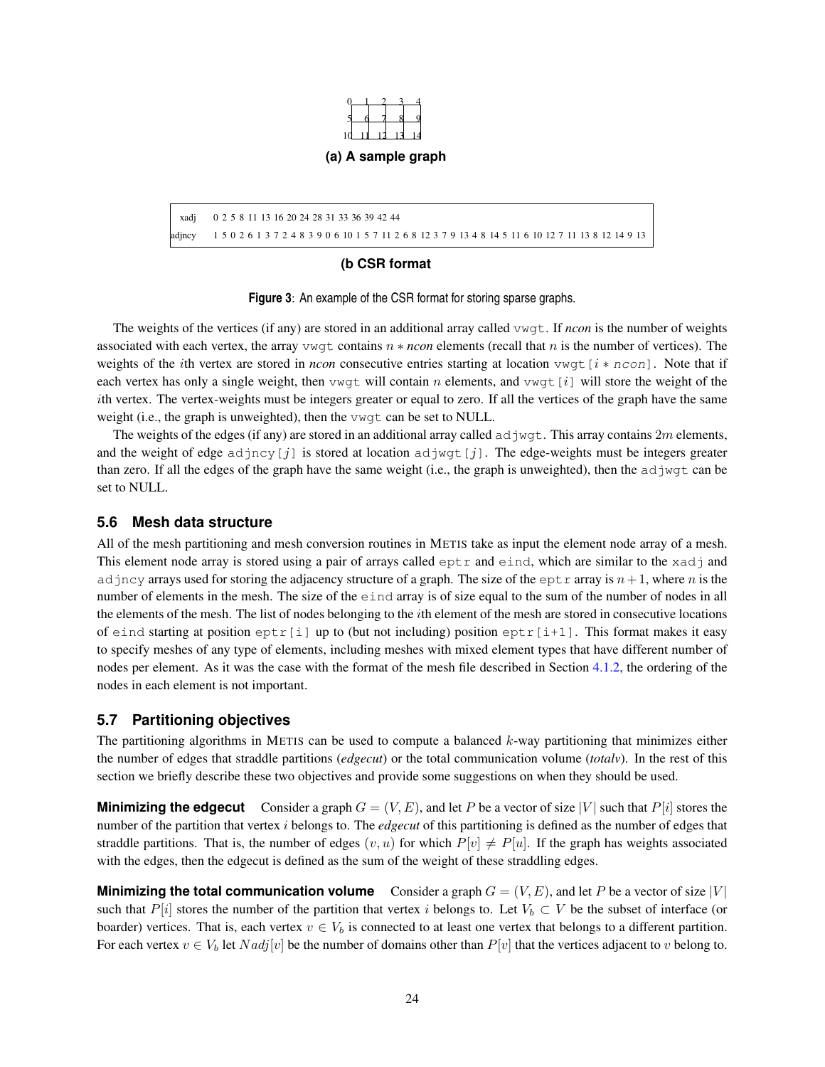(a) A sample graph

| | |
|---|---|
| xadj | 0 2 5 8 11 13 16 20 24 28 31 33 36 39 42 44 |
| adjncy | 1 5 0 2 6 1 3 7 2 4 8 3 9 0 6 10 1 5 7 11 2 6 8 12 3 7 9 13 4 8 14 5 11 6 10 12 7 11 13 8 12 14 9 13 |

(b CSR format

**Figure 3**: An example of the CSR format for storing sparse graphs.

The weights of the vertices (if any) are stored in an additional array called `vwgt`. If *ncon* is the number of weights associated with each vertex, the array `vwgt` contains $n * ncon$ elements (recall that $n$ is the number of vertices). The weights of the $i$th vertex are stored in *ncon* consecutive entries starting at location `vwgt[`$i * ncon$`]`. Note that if each vertex has only a single weight, then `vwgt` will contain $n$ elements, and `vwgt[`$i$`]` will store the weight of the $i$th vertex. The vertex-weights must be integers greater or equal to zero. If all the vertices of the graph have the same weight (i.e., the graph is unweighted), then the `vwgt` can be set to NULL.

The weights of the edges (if any) are stored in an additional array called `adjwgt`. This array contains $2m$ elements, and the weight of edge `adjncy[`$j$`]` is stored at location `adjwgt[`$j$`]`. The edge-weights must be integers greater than zero. If all the edges of the graph have the same weight (i.e., the graph is unweighted), then the `adjwgt` can be set to NULL.

### 5.6 Mesh data structure

All of the mesh partitioning and mesh conversion routines in METIS take as input the element node array of a mesh. This element node array is stored using a pair of arrays called `eptr` and `eind`, which are similar to the `xadj` and `adjncy` arrays used for storing the adjacency structure of a graph. The size of the `eptr` array is $n + 1$, where $n$ is the number of elements in the mesh. The size of the `eind` array is of size equal to the sum of the number of nodes in all the elements of the mesh. The list of nodes belonging to the $i$th element of the mesh are stored in consecutive locations of `eind` starting at position `eptr[i]` up to (but not including) position `eptr[i+1]`. This format makes it easy to specify meshes of any type of elements, including meshes with mixed element types that have different number of nodes per element. As it was the case with the format of the mesh file described in Section 4.1.2, the ordering of the nodes in each element is not important.

### 5.7 Partitioning objectives

The partitioning algorithms in METIS can be used to compute a balanced $k$-way partitioning that minimizes either the number of edges that straddle partitions (*edgecut*) or the total communication volume (*totalv*). In the rest of this section we briefly describe these two objectives and provide some suggestions on when they should be used.

**Minimizing the edgecut** Consider a graph $G = (V, E)$, and let $P$ be a vector of size $|V|$ such that $P[i]$ stores the number of the partition that vertex $i$ belongs to. The *edgecut* of this partitioning is defined as the number of edges that straddle partitions. That is, the number of edges $(v, u)$ for which $P[v] \neq P[u]$. If the graph has weights associated with the edges, then the edgecut is defined as the sum of the weight of these straddling edges.

**Minimizing the total communication volume** Consider a graph $G = (V, E)$, and let $P$ be a vector of size $|V|$ such that $P[i]$ stores the number of the partition that vertex $i$ belongs to. Let $V_b \subset V$ be the subset of interface (or boarder) vertices. That is, each vertex $v \in V_b$ is connected to at least one vertex that belongs to a different partition. For each vertex $v \in V_b$ let $Nadj[v]$ be the number of domains other than $P[v]$ that the vertices adjacent to $v$ belong to.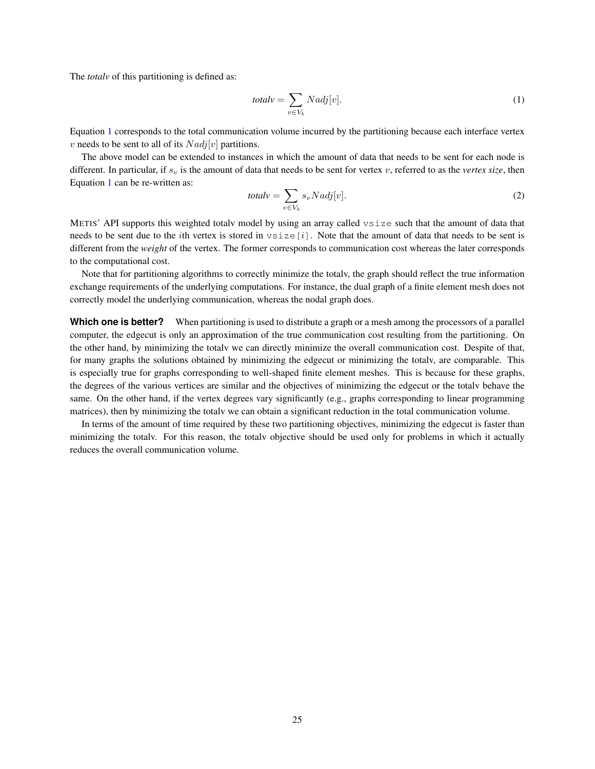The *totalv* of this partitioning is defined as:

$$\textit{totalv} = \sum_{v \in V_b} Nadj[v]. \tag{1}$$

Equation 1 corresponds to the total communication volume incurred by the partitioning because each interface vertex $v$ needs to be sent to all of its $Nadj[v]$ partitions.

The above model can be extended to instances in which the amount of data that needs to be sent for each node is different. In particular, if $s_v$ is the amount of data that needs to be sent for vertex $v$, referred to as the *vertex size*, then Equation 1 can be re-written as:

$$\textit{totalv} = \sum_{v \in V_b} s_v Nadj[v]. \tag{2}$$

METIS' API supports this weighted totalv model by using an array called `vsize` such that the amount of data that needs to be sent due to the $i$th vertex is stored in `vsize[i]`. Note that the amount of data that needs to be sent is different from the *weight* of the vertex. The former corresponds to communication cost whereas the later corresponds to the computational cost.

Note that for partitioning algorithms to correctly minimize the totalv, the graph should reflect the true information exchange requirements of the underlying computations. For instance, the dual graph of a finite element mesh does not correctly model the underlying communication, whereas the nodal graph does.

**Which one is better?** When partitioning is used to distribute a graph or a mesh among the processors of a parallel computer, the edgecut is only an approximation of the true communication cost resulting from the partitioning. On the other hand, by minimizing the totalv we can directly minimize the overall communication cost. Despite of that, for many graphs the solutions obtained by minimizing the edgecut or minimizing the totalv, are comparable. This is especially true for graphs corresponding to well-shaped finite element meshes. This is because for these graphs, the degrees of the various vertices are similar and the objectives of minimizing the edgecut or the totalv behave the same. On the other hand, if the vertex degrees vary significantly (e.g., graphs corresponding to linear programming matrices), then by minimizing the totalv we can obtain a significant reduction in the total communication volume.

In terms of the amount of time required by these two partitioning objectives, minimizing the edgecut is faster than minimizing the totalv. For this reason, the totalv objective should be used only for problems in which it actually reduces the overall communication volume.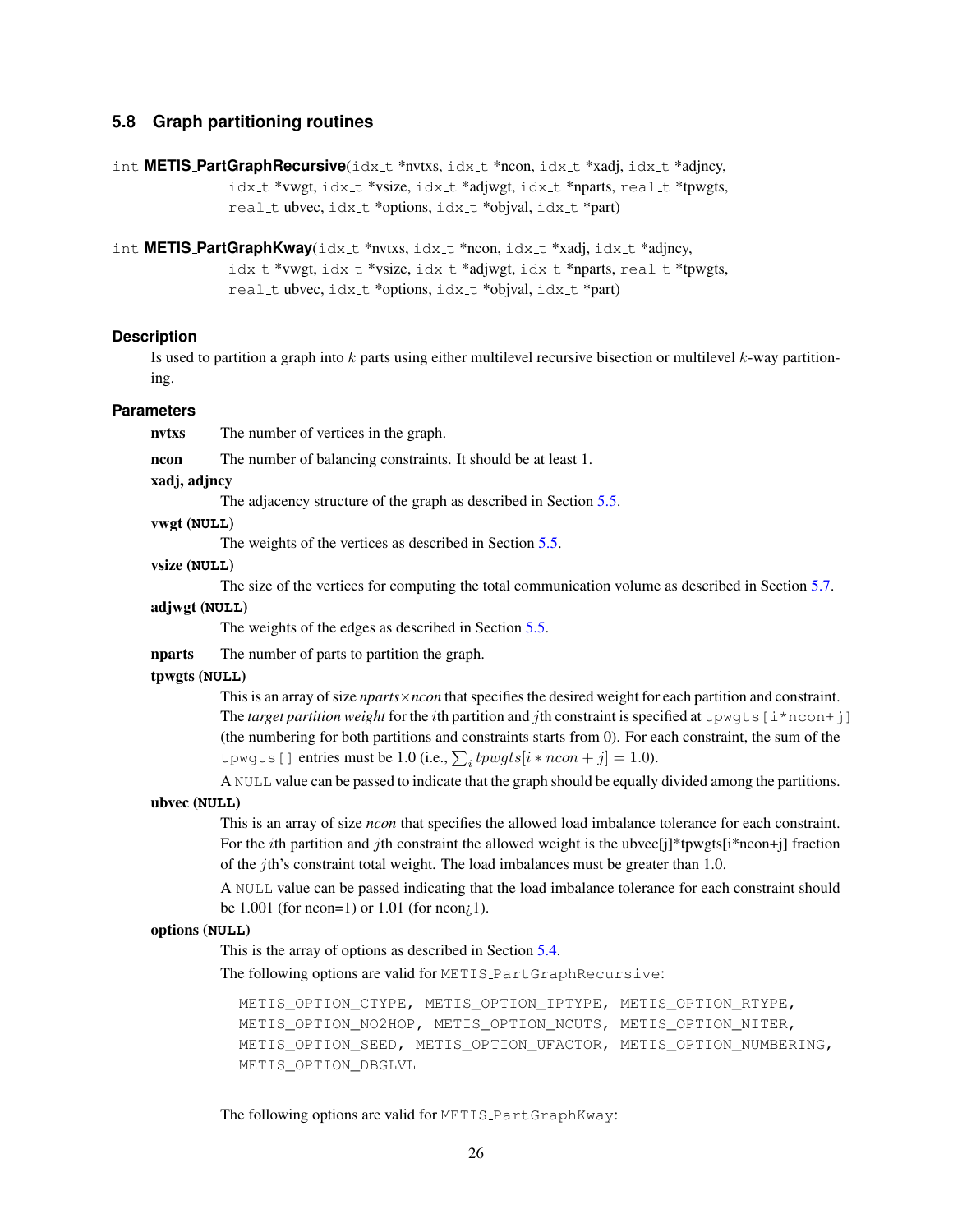### 5.8 Graph partitioning routines

int **METIS_PartGraphRecursive**(idx_t *nvtxs, idx_t *ncon, idx_t *xadj, idx_t *adjncy,
idx_t *vwgt, idx_t *vsize, idx_t *adjwgt, idx_t *nparts, real_t *tpwgts,
real_t ubvec, idx_t *options, idx_t *objval, idx_t *part)

int **METIS_PartGraphKway**(idx_t *nvtxs, idx_t *ncon, idx_t *xadj, idx_t *adjncy,
idx_t *vwgt, idx_t *vsize, idx_t *adjwgt, idx_t *nparts, real_t *tpwgts,
real_t ubvec, idx_t *options, idx_t *objval, idx_t *part)

#### Description

Is used to partition a graph into $k$ parts using either multilevel recursive bisection or multilevel $k$-way partitioning.

#### Parameters

**nvtxs** The number of vertices in the graph.

**ncon** The number of balancing constraints. It should be at least 1.

**xadj, adjncy**
The adjacency structure of the graph as described in Section 5.5.

**vwgt (NULL)**
The weights of the vertices as described in Section 5.5.

**vsize (NULL)**
The size of the vertices for computing the total communication volume as described in Section 5.7.

**adjwgt (NULL)**
The weights of the edges as described in Section 5.5.

**nparts** The number of parts to partition the graph.

**tpwgts (NULL)**
This is an array of size *nparts*×*ncon* that specifies the desired weight for each partition and constraint. The *target partition weight* for the $i$th partition and $j$th constraint is specified at `tpwgts[i*ncon+j]` (the numbering for both partitions and constraints starts from 0). For each constraint, the sum of the `tpwgts[]` entries must be 1.0 (i.e., $\sum_i tpwgts[i*ncon+j] = 1.0$).

A NULL value can be passed to indicate that the graph should be equally divided among the partitions.

**ubvec (NULL)**
This is an array of size *ncon* that specifies the allowed load imbalance tolerance for each constraint. For the $i$th partition and $j$th constraint the allowed weight is the ubvec[j]*tpwgts[i*ncon+j] fraction of the $j$th's constraint total weight. The load imbalances must be greater than 1.0.

A NULL value can be passed indicating that the load imbalance tolerance for each constraint should be 1.001 (for ncon=1) or 1.01 (for ncon¿1).

**options (NULL)**
This is the array of options as described in Section 5.4.

The following options are valid for METIS_PartGraphRecursive:

```
METIS_OPTION_CTYPE, METIS_OPTION_IPTYPE, METIS_OPTION_RTYPE,
METIS_OPTION_NO2HOP, METIS_OPTION_NCUTS, METIS_OPTION_NITER,
METIS_OPTION_SEED, METIS_OPTION_UFACTOR, METIS_OPTION_NUMBERING,
METIS_OPTION_DBGLVL
```

The following options are valid for METIS_PartGraphKway: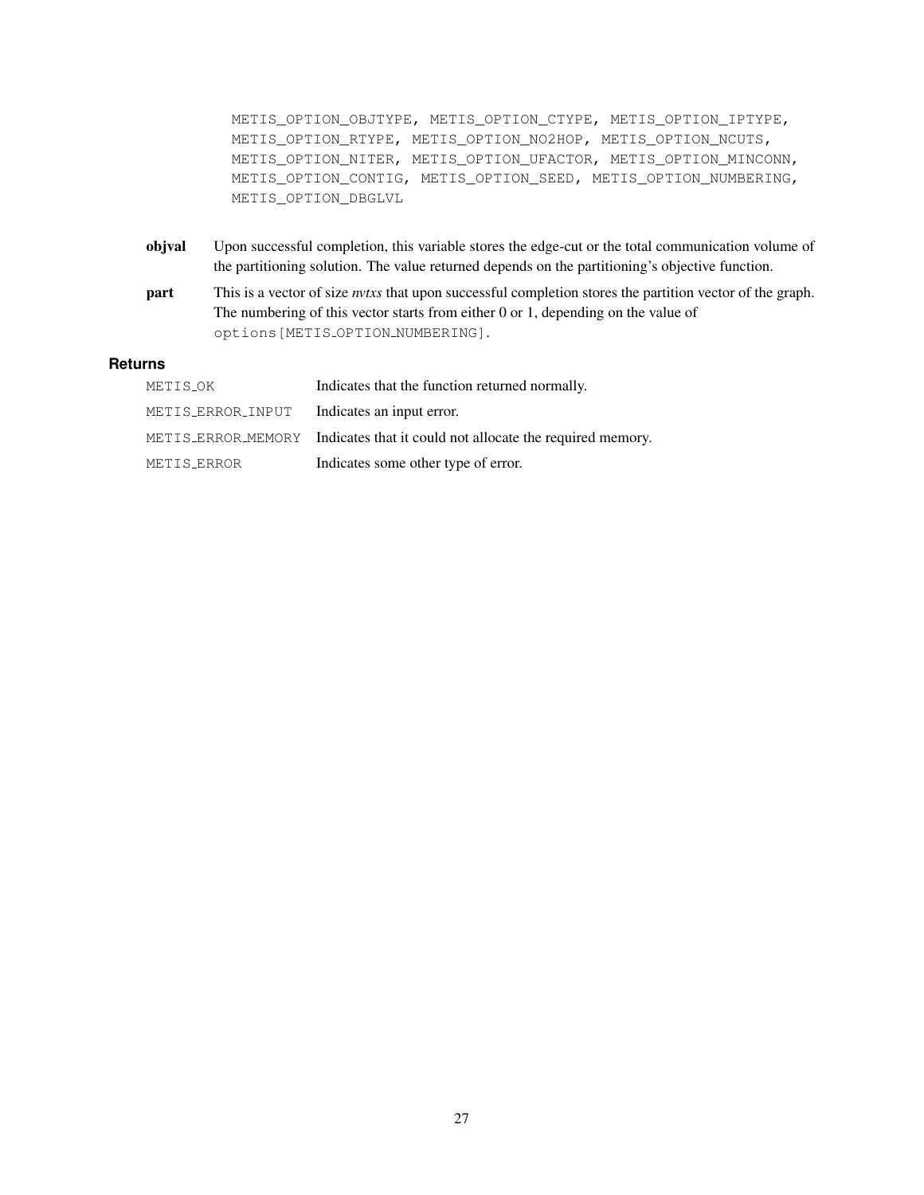```
METIS_OPTION_OBJTYPE, METIS_OPTION_CTYPE, METIS_OPTION_IPTYPE,
METIS_OPTION_RTYPE, METIS_OPTION_NO2HOP, METIS_OPTION_NCUTS,
METIS_OPTION_NITER, METIS_OPTION_UFACTOR, METIS_OPTION_MINCONN,
METIS_OPTION_CONTIG, METIS_OPTION_SEED, METIS_OPTION_NUMBERING,
METIS_OPTION_DBGLVL
```

**objval** Upon successful completion, this variable stores the edge-cut or the total communication volume of the partitioning solution. The value returned depends on the partitioning's objective function.

**part** This is a vector of size *nvtxs* that upon successful completion stores the partition vector of the graph. The numbering of this vector starts from either 0 or 1, depending on the value of `options[METIS_OPTION_NUMBERING]`.

### Returns

| | |
|---|---|
| `METIS_OK` | Indicates that the function returned normally. |
| `METIS_ERROR_INPUT` | Indicates an input error. |
| `METIS_ERROR_MEMORY` | Indicates that it could not allocate the required memory. |
| `METIS_ERROR` | Indicates some other type of error. |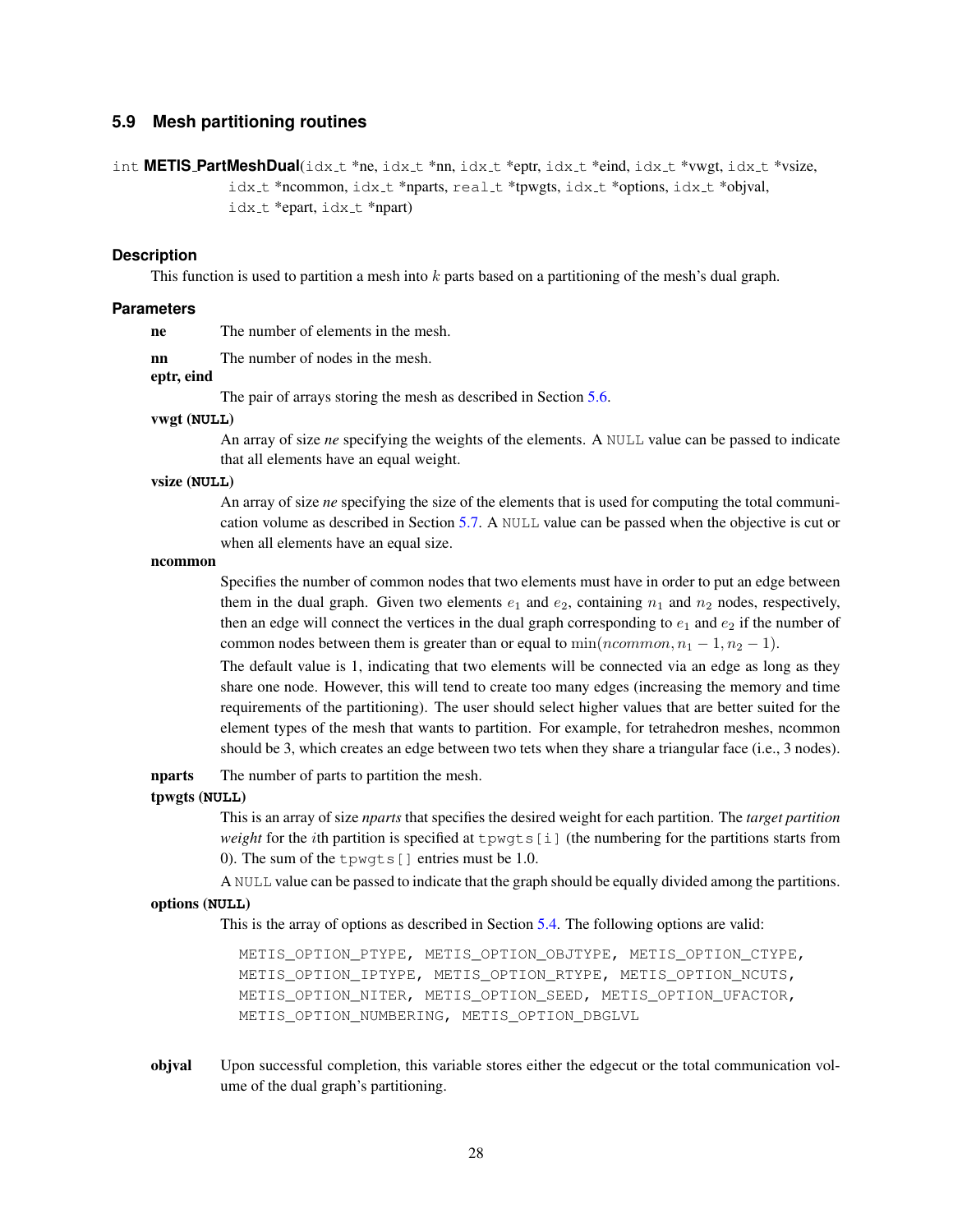### 5.9 Mesh partitioning routines

```
int METIS_PartMeshDual(idx_t *ne, idx_t *nn, idx_t *eptr, idx_t *eind, idx_t *vwgt, idx_t *vsize,
                       idx_t *ncommon, idx_t *nparts, real_t *tpwgts, idx_t *options, idx_t *objval,
                       idx_t *epart, idx_t *npart)
```

#### Description

This function is used to partition a mesh into $k$ parts based on a partitioning of the mesh's dual graph.

#### Parameters

**ne** The number of elements in the mesh.

**nn** The number of nodes in the mesh.

**eptr, eind**

The pair of arrays storing the mesh as described in Section 5.6.

**vwgt (NULL)**

An array of size *ne* specifying the weights of the elements. A NULL value can be passed to indicate that all elements have an equal weight.

**vsize (NULL)**

An array of size *ne* specifying the size of the elements that is used for computing the total communication volume as described in Section 5.7. A NULL value can be passed when the objective is cut or when all elements have an equal size.

**ncommon**

Specifies the number of common nodes that two elements must have in order to put an edge between them in the dual graph. Given two elements $e_1$ and $e_2$, containing $n_1$ and $n_2$ nodes, respectively, then an edge will connect the vertices in the dual graph corresponding to $e_1$ and $e_2$ if the number of common nodes between them is greater than or equal to $\min(ncommon, n_1 - 1, n_2 - 1)$.

The default value is 1, indicating that two elements will be connected via an edge as long as they share one node. However, this will tend to create too many edges (increasing the memory and time requirements of the partitioning). The user should select higher values that are better suited for the element types of the mesh that wants to partition. For example, for tetrahedron meshes, ncommon should be 3, which creates an edge between two tets when they share a triangular face (i.e., 3 nodes).

**nparts** The number of parts to partition the mesh.

**tpwgts (NULL)**

This is an array of size *nparts* that specifies the desired weight for each partition. The *target partition weight* for the $i$th partition is specified at tpwgts[i] (the numbering for the partitions starts from 0). The sum of the tpwgts[] entries must be 1.0.

A NULL value can be passed to indicate that the graph should be equally divided among the partitions.

**options (NULL)**

This is the array of options as described in Section 5.4. The following options are valid:

```
METIS_OPTION_PTYPE, METIS_OPTION_OBJTYPE, METIS_OPTION_CTYPE,
METIS_OPTION_IPTYPE, METIS_OPTION_RTYPE, METIS_OPTION_NCUTS,
METIS_OPTION_NITER, METIS_OPTION_SEED, METIS_OPTION_UFACTOR,
METIS_OPTION_NUMBERING, METIS_OPTION_DBGLVL
```

**objval** Upon successful completion, this variable stores either the edgecut or the total communication volume of the dual graph's partitioning.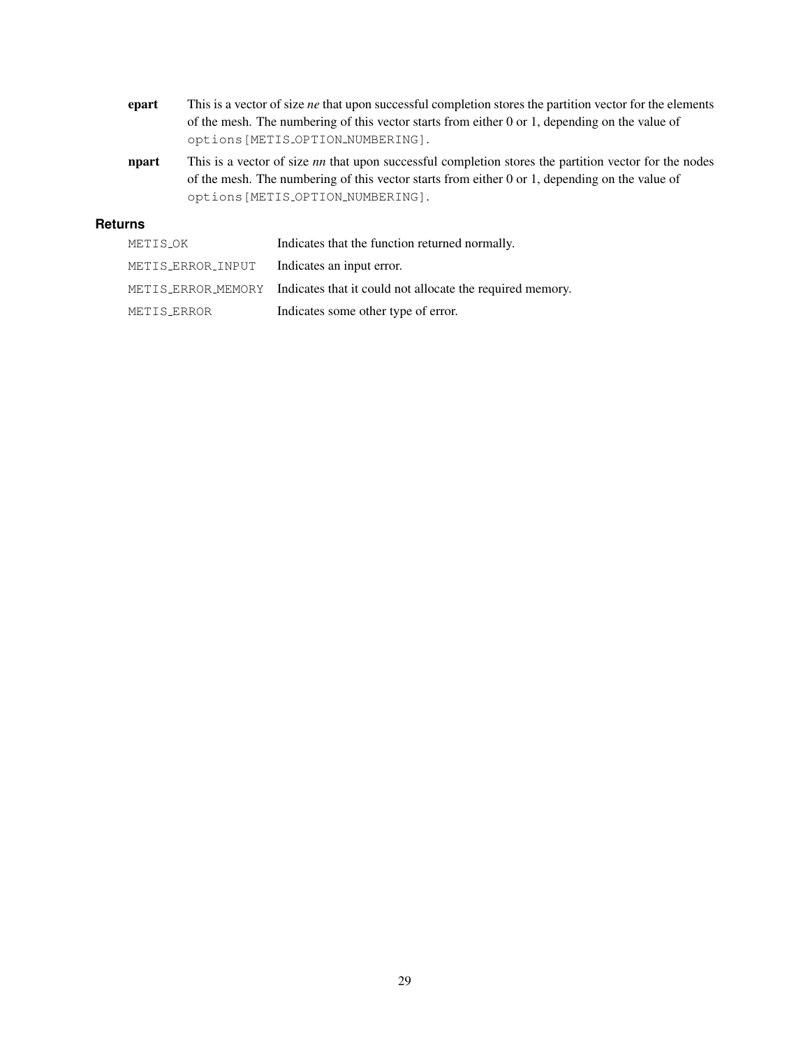**epart** This is a vector of size *ne* that upon successful completion stores the partition vector for the elements of the mesh. The numbering of this vector starts from either 0 or 1, depending on the value of `options[METIS_OPTION_NUMBERING]`.

**npart** This is a vector of size *nn* that upon successful completion stores the partition vector for the nodes of the mesh. The numbering of this vector starts from either 0 or 1, depending on the value of `options[METIS_OPTION_NUMBERING]`.

### Returns

| | |
|---|---|
| `METIS_OK` | Indicates that the function returned normally. |
| `METIS_ERROR_INPUT` | Indicates an input error. |
| `METIS_ERROR_MEMORY` | Indicates that it could not allocate the required memory. |
| `METIS_ERROR` | Indicates some other type of error. |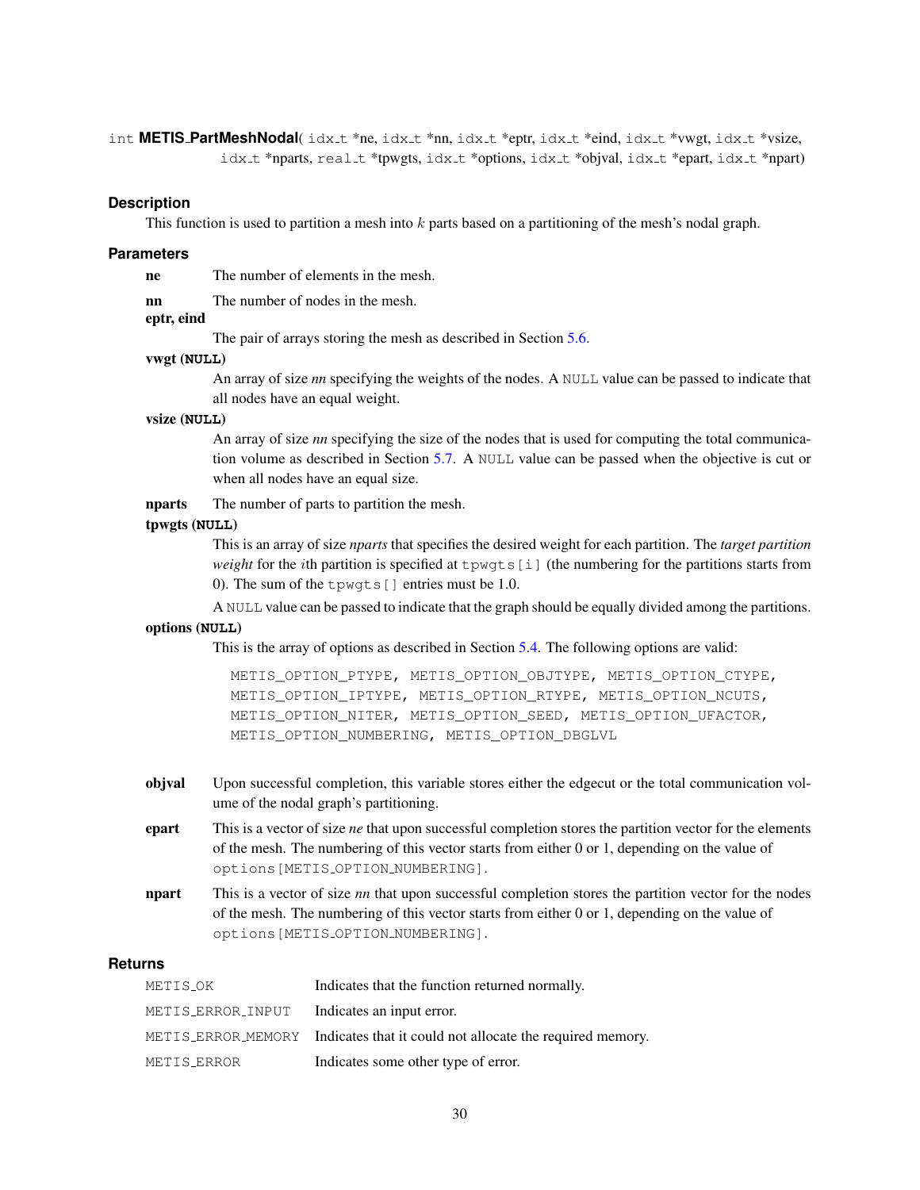int **METIS_PartMeshNodal**( idx_t *ne, idx_t *nn, idx_t *eptr, idx_t *eind, idx_t *vwgt, idx_t *vsize, idx_t *nparts, real_t *tpwgts, idx_t *options, idx_t *objval, idx_t *epart, idx_t *npart)

### Description

This function is used to partition a mesh into $k$ parts based on a partitioning of the mesh's nodal graph.

### Parameters

**ne** The number of elements in the mesh.

**nn** The number of nodes in the mesh.

**eptr, eind**

The pair of arrays storing the mesh as described in Section 5.6.

**vwgt (NULL)**

An array of size *nn* specifying the weights of the nodes. A NULL value can be passed to indicate that all nodes have an equal weight.

**vsize (NULL)**

An array of size *nn* specifying the size of the nodes that is used for computing the total communication volume as described in Section 5.7. A NULL value can be passed when the objective is cut or when all nodes have an equal size.

**nparts** The number of parts to partition the mesh.

**tpwgts (NULL)**

This is an array of size *nparts* that specifies the desired weight for each partition. The *target partition weight* for the $i$th partition is specified at tpwgts[i] (the numbering for the partitions starts from 0). The sum of the tpwgts[] entries must be 1.0.

A NULL value can be passed to indicate that the graph should be equally divided among the partitions.

**options (NULL)**

This is the array of options as described in Section 5.4. The following options are valid:

```
METIS_OPTION_PTYPE, METIS_OPTION_OBJTYPE, METIS_OPTION_CTYPE,
METIS_OPTION_IPTYPE, METIS_OPTION_RTYPE, METIS_OPTION_NCUTS,
METIS_OPTION_NITER, METIS_OPTION_SEED, METIS_OPTION_UFACTOR,
METIS_OPTION_NUMBERING, METIS_OPTION_DBGLVL
```

**objval** Upon successful completion, this variable stores either the edgecut or the total communication volume of the nodal graph's partitioning.

**epart** This is a vector of size *ne* that upon successful completion stores the partition vector for the elements of the mesh. The numbering of this vector starts from either 0 or 1, depending on the value of options[METIS_OPTION_NUMBERING].

**npart** This is a vector of size *nn* that upon successful completion stores the partition vector for the nodes of the mesh. The numbering of this vector starts from either 0 or 1, depending on the value of options[METIS_OPTION_NUMBERING].

### Returns

| | |
|---|---|
| METIS_OK | Indicates that the function returned normally. |
| METIS_ERROR_INPUT | Indicates an input error. |
| METIS_ERROR_MEMORY | Indicates that it could not allocate the required memory. |
| METIS_ERROR | Indicates some other type of error. |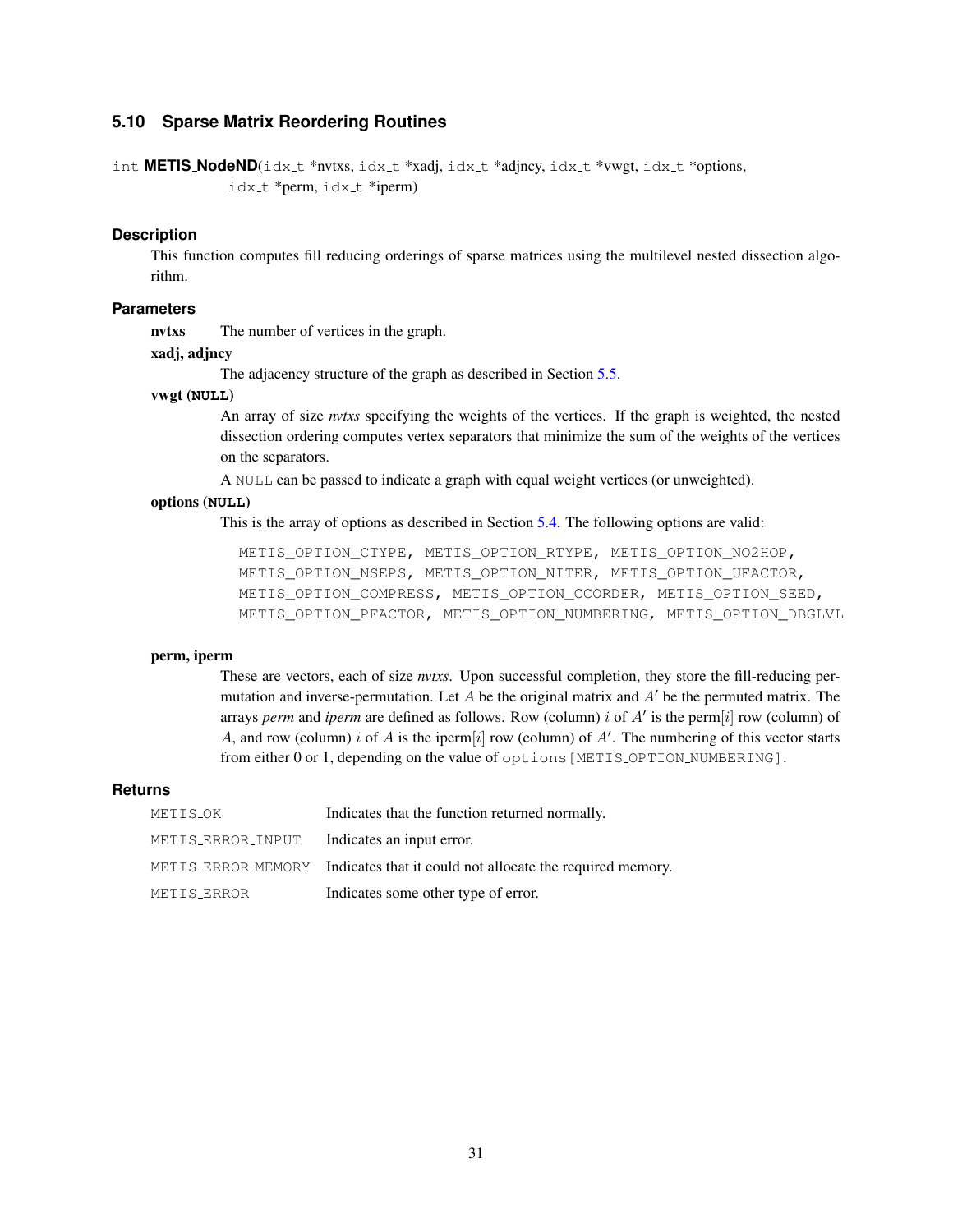### 5.10 Sparse Matrix Reordering Routines

int **METIS_NodeND**(idx_t *nvtxs, idx_t *xadj, idx_t *adjncy, idx_t *vwgt, idx_t *options, idx_t *perm, idx_t *iperm)

#### Description

This function computes fill reducing orderings of sparse matrices using the multilevel nested dissection algorithm.

#### Parameters

**nvtxs** The number of vertices in the graph.

**xadj, adjncy**

The adjacency structure of the graph as described in Section 5.5.

**vwgt (NULL)**

An array of size *nvtxs* specifying the weights of the vertices. If the graph is weighted, the nested dissection ordering computes vertex separators that minimize the sum of the weights of the vertices on the separators.

A NULL can be passed to indicate a graph with equal weight vertices (or unweighted).

**options (NULL)**

This is the array of options as described in Section 5.4. The following options are valid:

```
METIS_OPTION_CTYPE, METIS_OPTION_RTYPE, METIS_OPTION_NO2HOP,
METIS_OPTION_NSEPS, METIS_OPTION_NITER, METIS_OPTION_UFACTOR,
METIS_OPTION_COMPRESS, METIS_OPTION_CCORDER, METIS_OPTION_SEED,
METIS_OPTION_PFACTOR, METIS_OPTION_NUMBERING, METIS_OPTION_DBGLVL
```

**perm, iperm**

These are vectors, each of size *nvtxs*. Upon successful completion, they store the fill-reducing permutation and inverse-permutation. Let $A$ be the original matrix and $A'$ be the permuted matrix. The arrays *perm* and *iperm* are defined as follows. Row (column) $i$ of $A'$ is the perm[$i$] row (column) of $A$, and row (column) $i$ of $A$ is the iperm[$i$] row (column) of $A'$. The numbering of this vector starts from either 0 or 1, depending on the value of options[METIS_OPTION_NUMBERING].

#### Returns

| | |
|---|---|
| METIS_OK | Indicates that the function returned normally. |
| METIS_ERROR_INPUT | Indicates an input error. |
| METIS_ERROR_MEMORY | Indicates that it could not allocate the required memory. |
| METIS_ERROR | Indicates some other type of error. |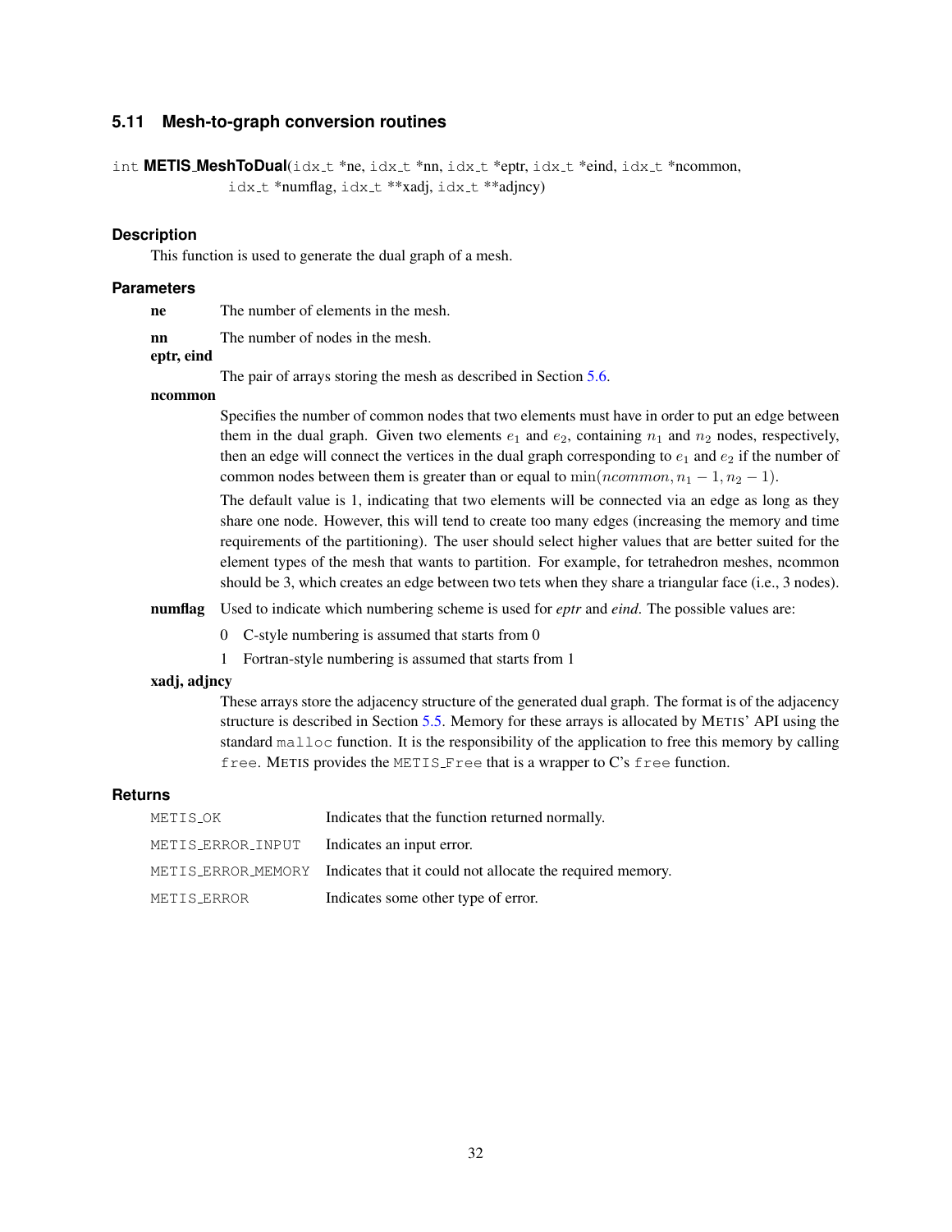### 5.11 Mesh-to-graph conversion routines

int **METIS_MeshToDual**(idx_t *ne, idx_t *nn, idx_t *eptr, idx_t *eind, idx_t *ncommon, idx_t *numflag, idx_t **xadj, idx_t **adjncy)

#### Description

This function is used to generate the dual graph of a mesh.

#### Parameters

**ne** The number of elements in the mesh.

**nn** The number of nodes in the mesh.

**eptr, eind**

The pair of arrays storing the mesh as described in Section 5.6.

**ncommon**

Specifies the number of common nodes that two elements must have in order to put an edge between them in the dual graph. Given two elements $e_1$ and $e_2$, containing $n_1$ and $n_2$ nodes, respectively, then an edge will connect the vertices in the dual graph corresponding to $e_1$ and $e_2$ if the number of common nodes between them is greater than or equal to $\min(ncommon, n_1 - 1, n_2 - 1)$.

The default value is 1, indicating that two elements will be connected via an edge as long as they share one node. However, this will tend to create too many edges (increasing the memory and time requirements of the partitioning). The user should select higher values that are better suited for the element types of the mesh that wants to partition. For example, for tetrahedron meshes, ncommon should be 3, which creates an edge between two tets when they share a triangular face (i.e., 3 nodes).

**numflag** Used to indicate which numbering scheme is used for *eptr* and *eind*. The possible values are:

- 0 C-style numbering is assumed that starts from 0
- 1 Fortran-style numbering is assumed that starts from 1

**xadj, adjncy**

These arrays store the adjacency structure of the generated dual graph. The format is of the adjacency structure is described in Section 5.5. Memory for these arrays is allocated by METIS' API using the standard malloc function. It is the responsibility of the application to free this memory by calling free. METIS provides the METIS_Free that is a wrapper to C's free function.

#### Returns

| | |
|---|---|
| METIS_OK | Indicates that the function returned normally. |
| METIS_ERROR_INPUT | Indicates an input error. |
| METIS_ERROR_MEMORY | Indicates that it could not allocate the required memory. |
| METIS_ERROR | Indicates some other type of error. |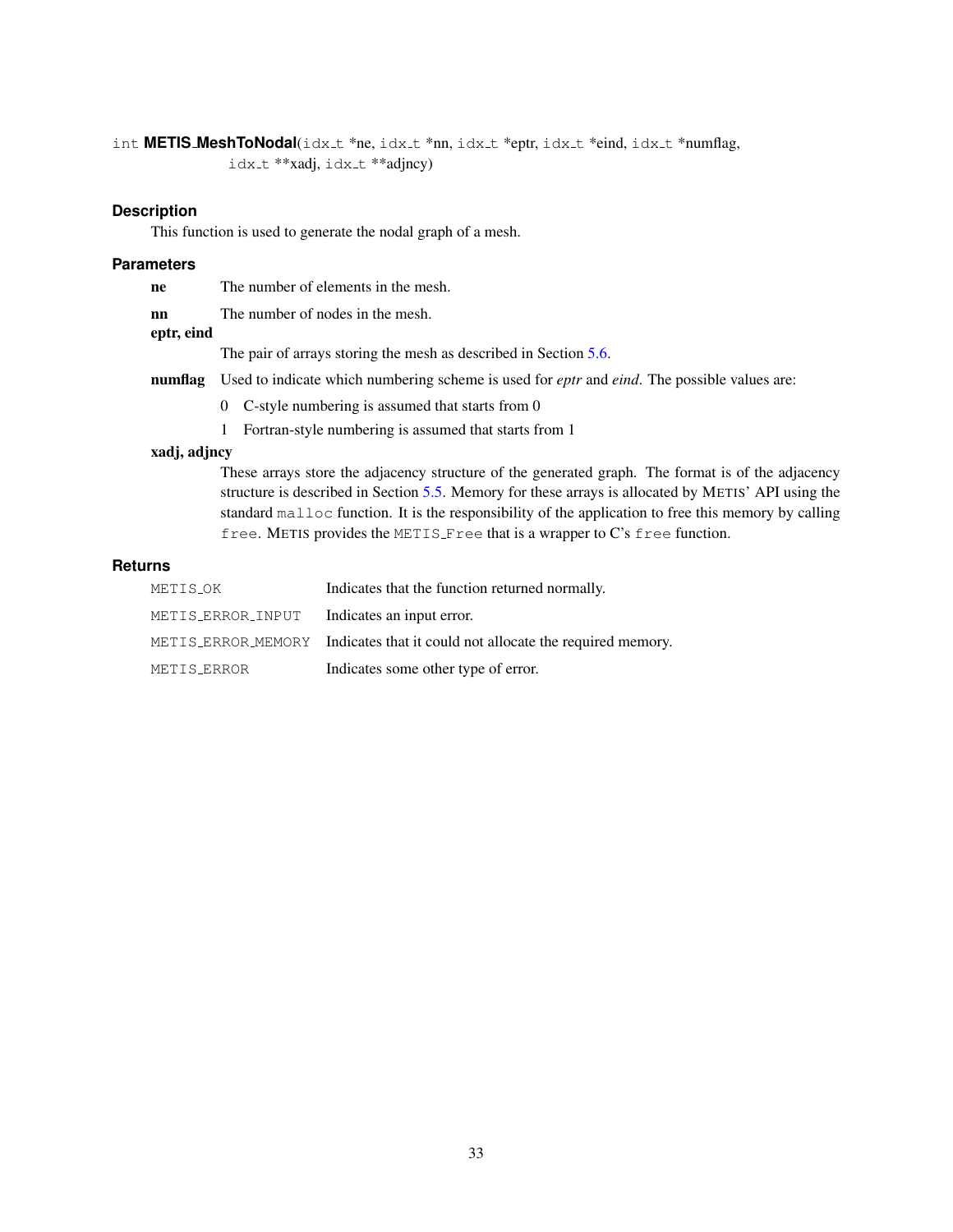int **METIS_MeshToNodal**(idx_t *ne, idx_t *nn, idx_t *eptr, idx_t *eind, idx_t *numflag, idx_t **xadj, idx_t **adjncy)

### Description

This function is used to generate the nodal graph of a mesh.

### Parameters

**ne** The number of elements in the mesh.

**nn** The number of nodes in the mesh.

**eptr, eind**
The pair of arrays storing the mesh as described in Section 5.6.

**numflag** Used to indicate which numbering scheme is used for *eptr* and *eind*. The possible values are:

- 0 C-style numbering is assumed that starts from 0
- 1 Fortran-style numbering is assumed that starts from 1

**xadj, adjncy**
These arrays store the adjacency structure of the generated graph. The format is of the adjacency structure is described in Section 5.5. Memory for these arrays is allocated by METIS' API using the standard malloc function. It is the responsibility of the application to free this memory by calling free. METIS provides the METIS_Free that is a wrapper to C's free function.

### Returns

| | |
|---|---|
| METIS_OK | Indicates that the function returned normally. |
| METIS_ERROR_INPUT | Indicates an input error. |
| METIS_ERROR_MEMORY | Indicates that it could not allocate the required memory. |
| METIS_ERROR | Indicates some other type of error. |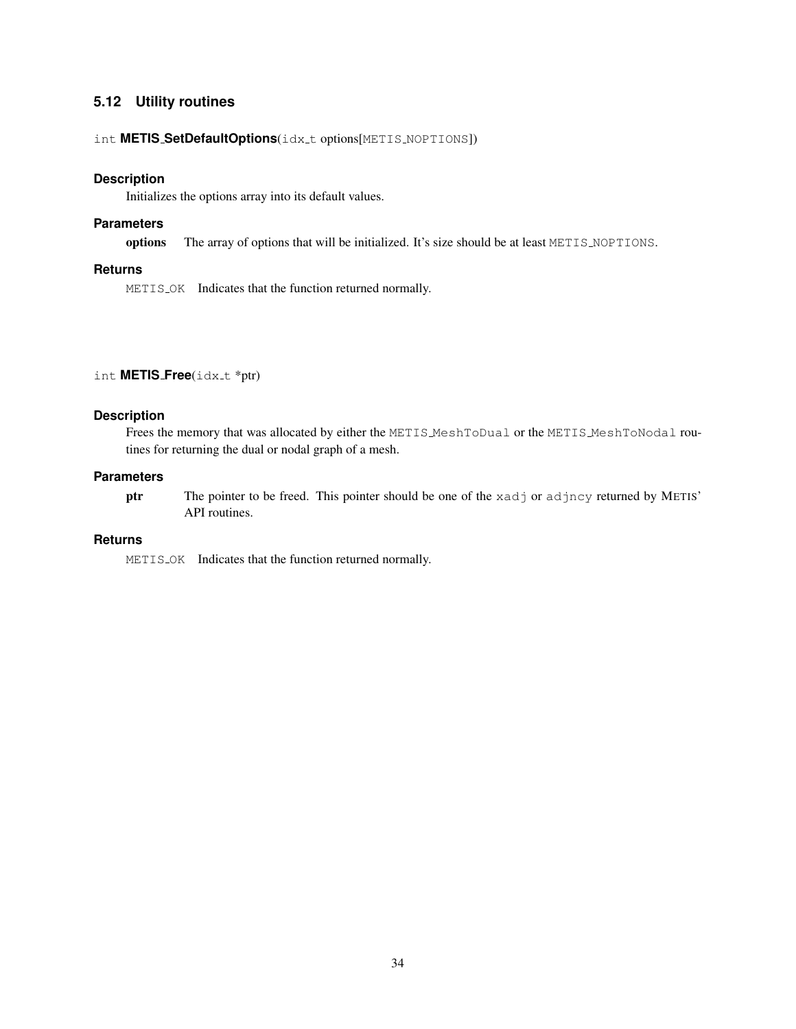### 5.12 Utility routines

int **METIS_SetDefaultOptions**(idx_t options[METIS_NOPTIONS])

#### Description

Initializes the options array into its default values.

#### Parameters

**options** The array of options that will be initialized. It's size should be at least METIS_NOPTIONS.

#### Returns

METIS_OK Indicates that the function returned normally.

int **METIS_Free**(idx_t *ptr)

#### Description

Frees the memory that was allocated by either the METIS_MeshToDual or the METIS_MeshToNodal routines for returning the dual or nodal graph of a mesh.

#### Parameters

**ptr** The pointer to be freed. This pointer should be one of the xadj or adjncy returned by METIS' API routines.

#### Returns

METIS_OK Indicates that the function returned normally.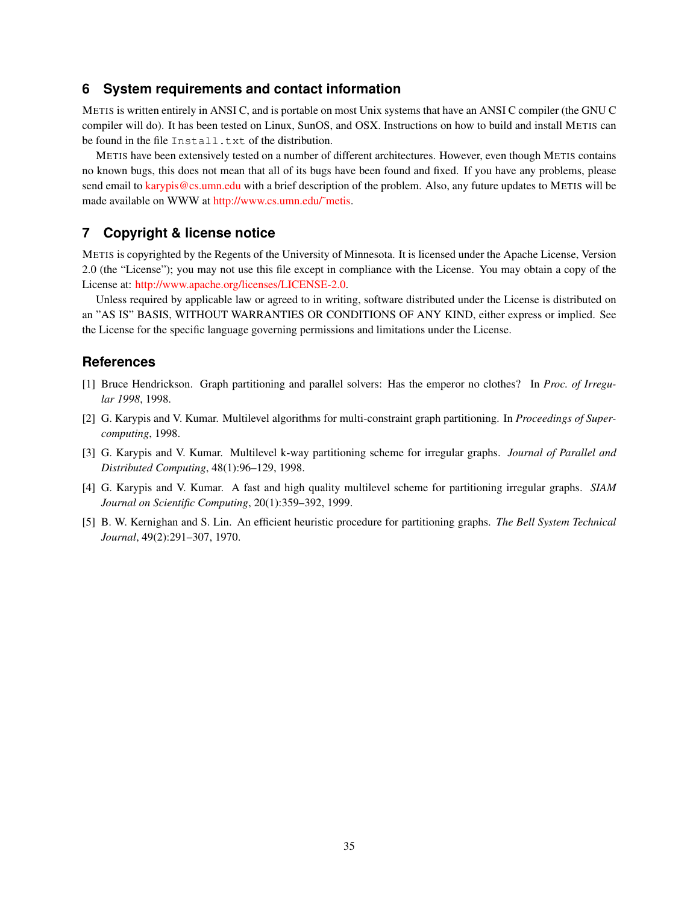## 6 System requirements and contact information

METIS is written entirely in ANSI C, and is portable on most Unix systems that have an ANSI C compiler (the GNU C compiler will do). It has been tested on Linux, SunOS, and OSX. Instructions on how to build and install METIS can be found in the file `Install.txt` of the distribution.

METIS have been extensively tested on a number of different architectures. However, even though METIS contains no known bugs, this does not mean that all of its bugs have been found and fixed. If you have any problems, please send email to karypis@cs.umn.edu with a brief description of the problem. Also, any future updates to METIS will be made available on WWW at http://www.cs.umn.edu/˜metis.

## 7 Copyright & license notice

METIS is copyrighted by the Regents of the University of Minnesota. It is licensed under the Apache License, Version 2.0 (the "License"); you may not use this file except in compliance with the License. You may obtain a copy of the License at: http://www.apache.org/licenses/LICENSE-2.0.

Unless required by applicable law or agreed to in writing, software distributed under the License is distributed on an "AS IS" BASIS, WITHOUT WARRANTIES OR CONDITIONS OF ANY KIND, either express or implied. See the License for the specific language governing permissions and limitations under the License.

## References

[1] Bruce Hendrickson. Graph partitioning and parallel solvers: Has the emperor no clothes? In *Proc. of Irregular 1998*, 1998.

[2] G. Karypis and V. Kumar. Multilevel algorithms for multi-constraint graph partitioning. In *Proceedings of Supercomputing*, 1998.

[3] G. Karypis and V. Kumar. Multilevel k-way partitioning scheme for irregular graphs. *Journal of Parallel and Distributed Computing*, 48(1):96–129, 1998.

[4] G. Karypis and V. Kumar. A fast and high quality multilevel scheme for partitioning irregular graphs. *SIAM Journal on Scientific Computing*, 20(1):359–392, 1999.

[5] B. W. Kernighan and S. Lin. An efficient heuristic procedure for partitioning graphs. *The Bell System Technical Journal*, 49(2):291–307, 1970.